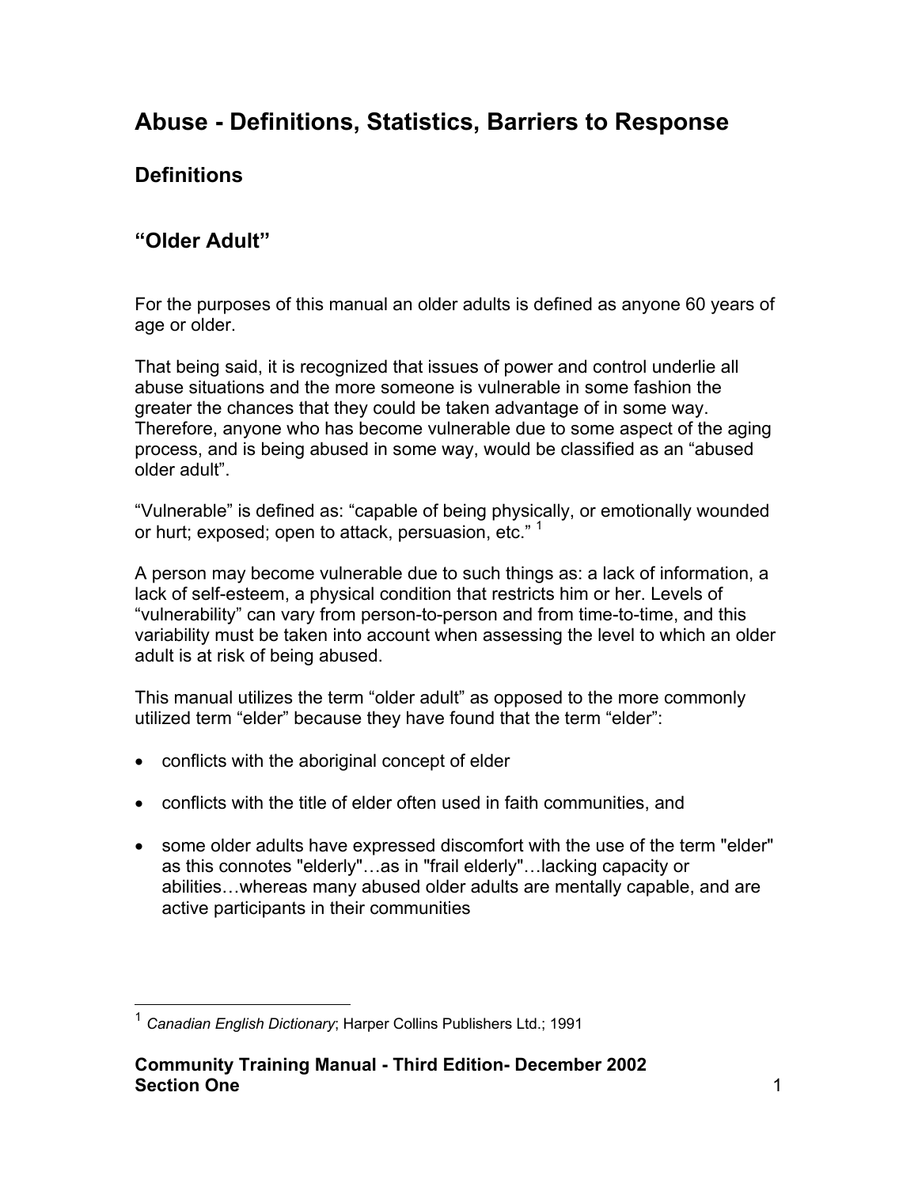# Abuse - Definitions, Statistics, Barriers to Response

## Definitions

### "Older Adult"

For the purposes of this manual an older adults is defined as anyone 60 years of age or older.

That being said, it is recognized that issues of power and control underlie all abuse situations and the more someone is vulnerable in some fashion the greater the chances that they could be taken advantage of in some way. Therefore, anyone who has become vulnerable due to some aspect of the aging process, and is being abused in some way, would be classified as an "abused older adult".

"Vulnerable" is defined as: "capable of being physically, or emotionally wounded or hurt; exposed; open to attack, persuasion, etc." [1]

A person may become vulnerable due to such things as: a lack of information, a lack of self-esteem, a physical condition that restricts him or her. Levels of "vulnerability" can vary from person-to-person and from time-to-time, and this variability must be taken into account when assessing the level to which an older adult is at risk of being abused.

This manual utilizes the term "older adult" as opposed to the more commonly utilized term "elder" because they have found that the term "elder":

- conflicts with the aboriginal concept of elder
- conflicts with the title of elder often used in faith communities, and
- some older adults have expressed discomfort with the use of the term "elder" as this connotes "elderly"…as in "frail elderly"…lacking capacity or abilities…whereas many abused older adults are mentally capable, and are active participants in their communities

[1] *Canadian English Dictionary*; Harper Collins Publishers Ltd.; 1991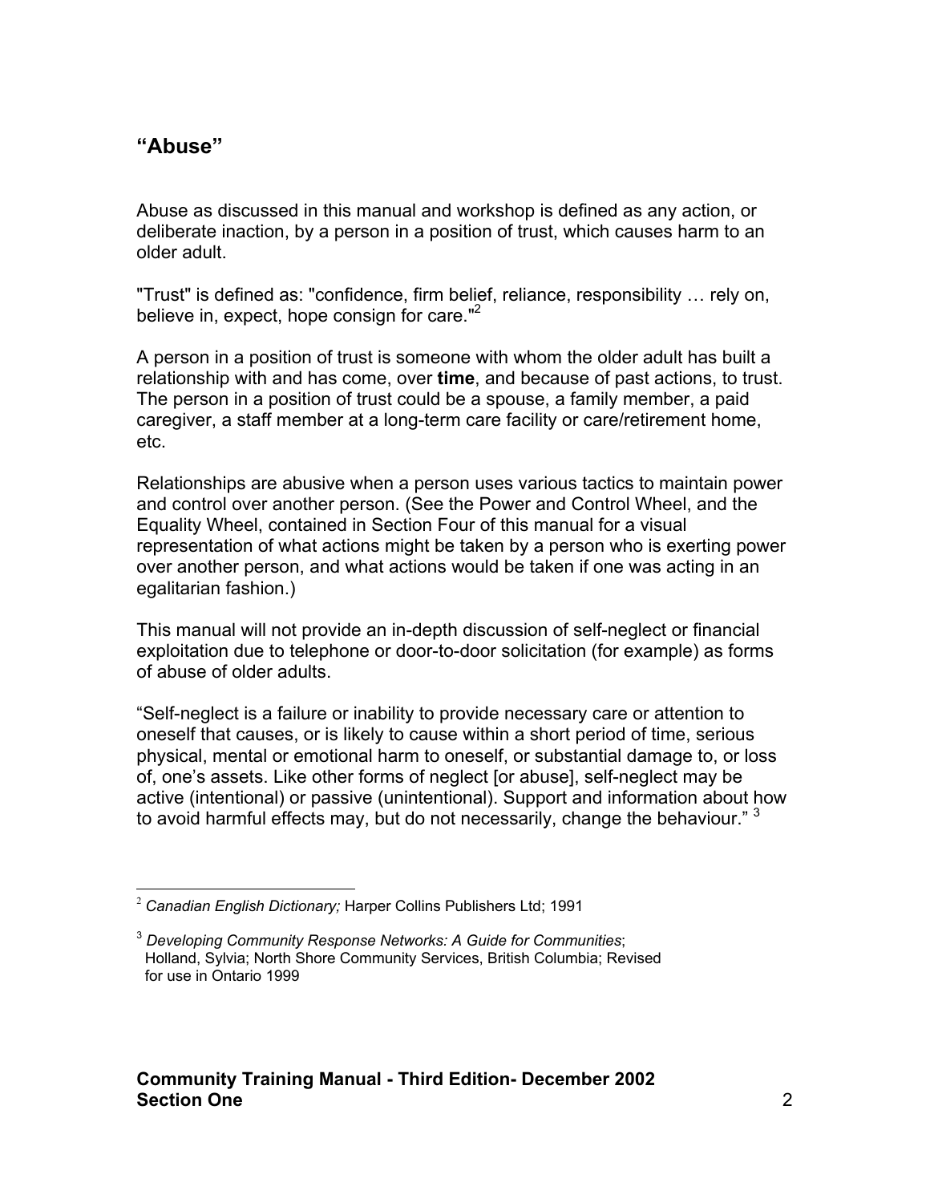## “Abuse”

Abuse as discussed in this manual and workshop is defined as any action, or deliberate inaction, by a person in a position of trust, which causes harm to an older adult.

"Trust" is defined as: "confidence, firm belief, reliance, responsibility … rely on, believe in, expect, hope consign for care."[2]

A person in a position of trust is someone with whom the older adult has built a relationship with and has come, over **time**, and because of past actions, to trust. The person in a position of trust could be a spouse, a family member, a paid caregiver, a staff member at a long-term care facility or care/retirement home, etc.

Relationships are abusive when a person uses various tactics to maintain power and control over another person. (See the Power and Control Wheel, and the Equality Wheel, contained in Section Four of this manual for a visual representation of what actions might be taken by a person who is exerting power over another person, and what actions would be taken if one was acting in an egalitarian fashion.)

This manual will not provide an in-depth discussion of self-neglect or financial exploitation due to telephone or door-to-door solicitation (for example) as forms of abuse of older adults.

“Self-neglect is a failure or inability to provide necessary care or attention to oneself that causes, or is likely to cause within a short period of time, serious physical, mental or emotional harm to oneself, or substantial damage to, or loss of, one’s assets. Like other forms of neglect [or abuse], self-neglect may be active (intentional) or passive (unintentional). Support and information about how to avoid harmful effects may, but do not necessarily, change the behaviour.” [3]

---

[2] *Canadian English Dictionary;* Harper Collins Publishers Ltd; 1991

[3] *Developing Community Response Networks: A Guide for Communities*; Holland, Sylvia; North Shore Community Services, British Columbia; Revised for use in Ontario 1999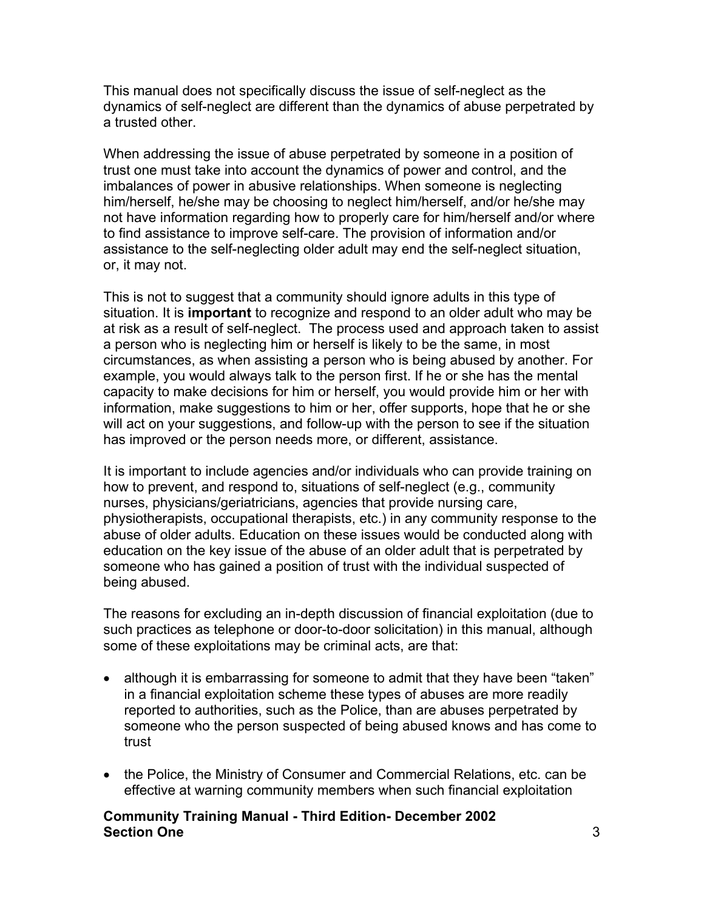This manual does not specifically discuss the issue of self-neglect as the dynamics of self-neglect are different than the dynamics of abuse perpetrated by a trusted other.

When addressing the issue of abuse perpetrated by someone in a position of trust one must take into account the dynamics of power and control, and the imbalances of power in abusive relationships. When someone is neglecting him/herself, he/she may be choosing to neglect him/herself, and/or he/she may not have information regarding how to properly care for him/herself and/or where to find assistance to improve self-care. The provision of information and/or assistance to the self-neglecting older adult may end the self-neglect situation, or, it may not.

This is not to suggest that a community should ignore adults in this type of situation. It is **important** to recognize and respond to an older adult who may be at risk as a result of self-neglect. The process used and approach taken to assist a person who is neglecting him or herself is likely to be the same, in most circumstances, as when assisting a person who is being abused by another. For example, you would always talk to the person first. If he or she has the mental capacity to make decisions for him or herself, you would provide him or her with information, make suggestions to him or her, offer supports, hope that he or she will act on your suggestions, and follow-up with the person to see if the situation has improved or the person needs more, or different, assistance.

It is important to include agencies and/or individuals who can provide training on how to prevent, and respond to, situations of self-neglect (e.g., community nurses, physicians/geriatricians, agencies that provide nursing care, physiotherapists, occupational therapists, etc.) in any community response to the abuse of older adults. Education on these issues would be conducted along with education on the key issue of the abuse of an older adult that is perpetrated by someone who has gained a position of trust with the individual suspected of being abused.

The reasons for excluding an in-depth discussion of financial exploitation (due to such practices as telephone or door-to-door solicitation) in this manual, although some of these exploitations may be criminal acts, are that:

- although it is embarrassing for someone to admit that they have been "taken" in a financial exploitation scheme these types of abuses are more readily reported to authorities, such as the Police, than are abuses perpetrated by someone who the person suspected of being abused knows and has come to trust
- the Police, the Ministry of Consumer and Commercial Relations, etc. can be effective at warning community members when such financial exploitation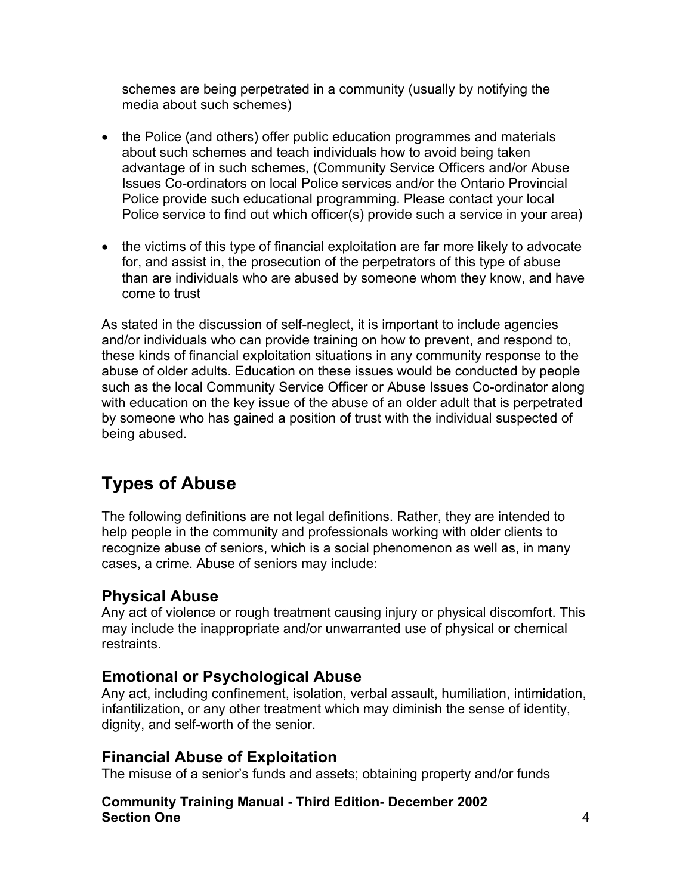schemes are being perpetrated in a community (usually by notifying the media about such schemes)

- the Police (and others) offer public education programmes and materials about such schemes and teach individuals how to avoid being taken advantage of in such schemes, (Community Service Officers and/or Abuse Issues Co-ordinators on local Police services and/or the Ontario Provincial Police provide such educational programming. Please contact your local Police service to find out which officer(s) provide such a service in your area)
- the victims of this type of financial exploitation are far more likely to advocate for, and assist in, the prosecution of the perpetrators of this type of abuse than are individuals who are abused by someone whom they know, and have come to trust

As stated in the discussion of self-neglect, it is important to include agencies and/or individuals who can provide training on how to prevent, and respond to, these kinds of financial exploitation situations in any community response to the abuse of older adults. Education on these issues would be conducted by people such as the local Community Service Officer or Abuse Issues Co-ordinator along with education on the key issue of the abuse of an older adult that is perpetrated by someone who has gained a position of trust with the individual suspected of being abused.

# Types of Abuse

The following definitions are not legal definitions. Rather, they are intended to help people in the community and professionals working with older clients to recognize abuse of seniors, which is a social phenomenon as well as, in many cases, a crime. Abuse of seniors may include:

## Physical Abuse

Any act of violence or rough treatment causing injury or physical discomfort. This may include the inappropriate and/or unwarranted use of physical or chemical restraints.

## Emotional or Psychological Abuse

Any act, including confinement, isolation, verbal assault, humiliation, intimidation, infantilization, or any other treatment which may diminish the sense of identity, dignity, and self-worth of the senior.

## Financial Abuse of Exploitation

The misuse of a senior's funds and assets; obtaining property and/or funds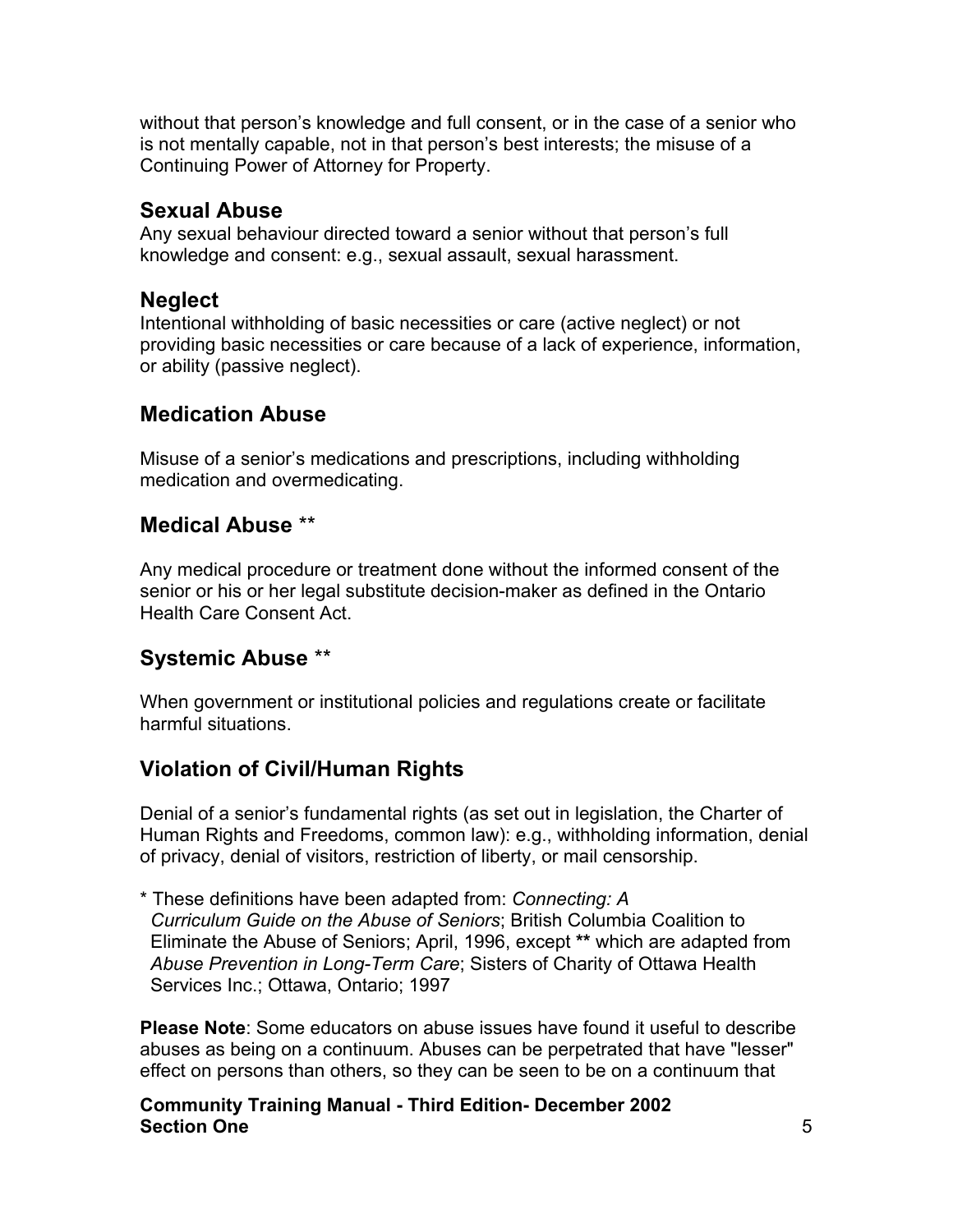without that person's knowledge and full consent, or in the case of a senior who is not mentally capable, not in that person's best interests; the misuse of a Continuing Power of Attorney for Property.

## Sexual Abuse

Any sexual behaviour directed toward a senior without that person's full knowledge and consent: e.g., sexual assault, sexual harassment.

## Neglect

Intentional withholding of basic necessities or care (active neglect) or not providing basic necessities or care because of a lack of experience, information, or ability (passive neglect).

## Medication Abuse

Misuse of a senior's medications and prescriptions, including withholding medication and overmedicating.

## Medical Abuse **

Any medical procedure or treatment done without the informed consent of the senior or his or her legal substitute decision-maker as defined in the Ontario Health Care Consent Act.

## Systemic Abuse **

When government or institutional policies and regulations create or facilitate harmful situations.

## Violation of Civil/Human Rights

Denial of a senior's fundamental rights (as set out in legislation, the Charter of Human Rights and Freedoms, common law): e.g., withholding information, denial of privacy, denial of visitors, restriction of liberty, or mail censorship.

\* These definitions have been adapted from: *Connecting: A Curriculum Guide on the Abuse of Seniors*; British Columbia Coalition to Eliminate the Abuse of Seniors; April, 1996, except **\*\*** which are adapted from *Abuse Prevention in Long-Term Care*; Sisters of Charity of Ottawa Health Services Inc.; Ottawa, Ontario; 1997

**Please Note**: Some educators on abuse issues have found it useful to describe abuses as being on a continuum. Abuses can be perpetrated that have "lesser" effect on persons than others, so they can be seen to be on a continuum that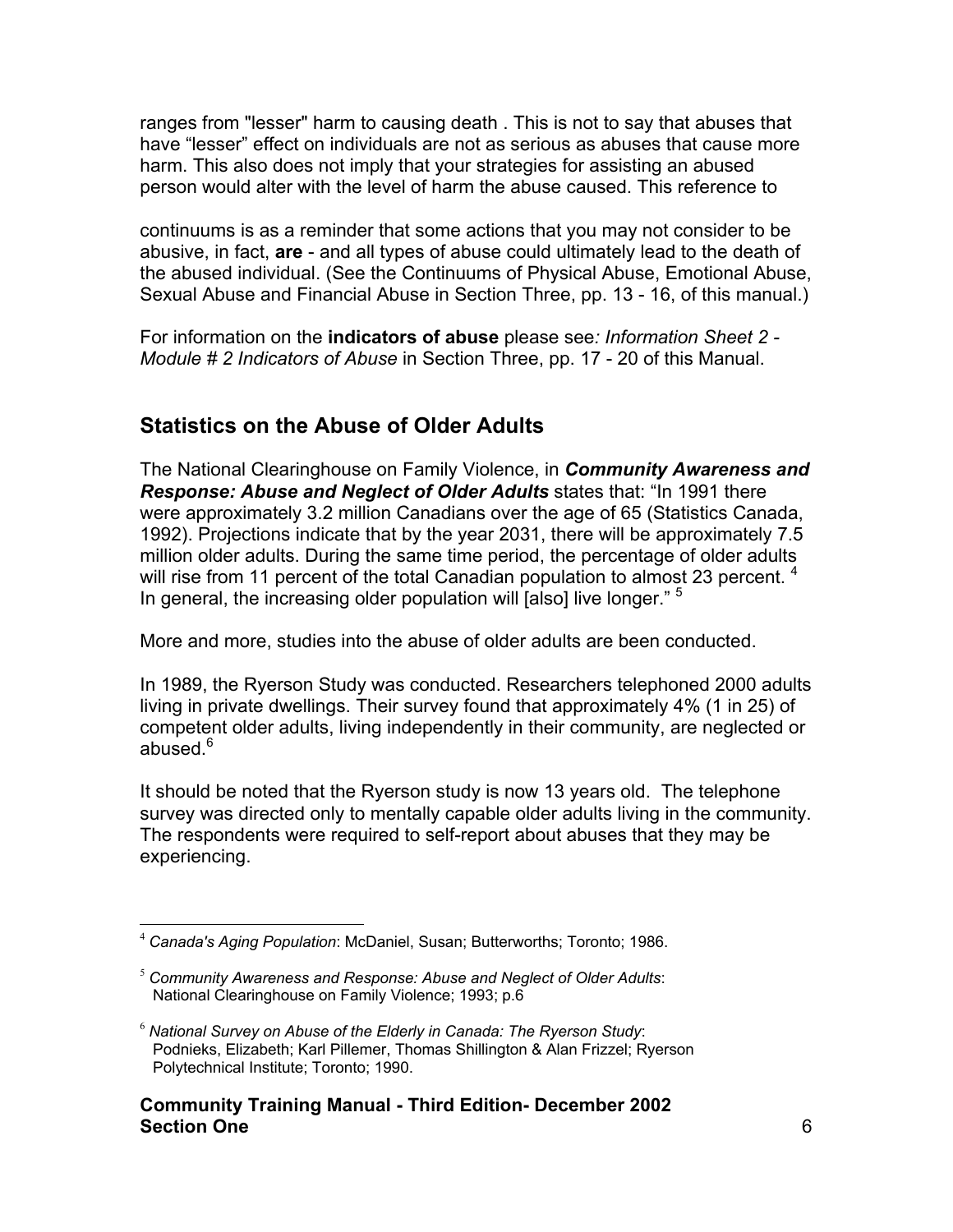ranges from "lesser" harm to causing death . This is not to say that abuses that have "lesser" effect on individuals are not as serious as abuses that cause more harm. This also does not imply that your strategies for assisting an abused person would alter with the level of harm the abuse caused. This reference to

continuums is as a reminder that some actions that you may not consider to be abusive, in fact, **are** - and all types of abuse could ultimately lead to the death of the abused individual. (See the Continuums of Physical Abuse, Emotional Abuse, Sexual Abuse and Financial Abuse in Section Three, pp. 13 - 16, of this manual.)

For information on the **indicators of abuse** please see*: Information Sheet 2 - Module # 2 Indicators of Abuse* in Section Three, pp. 17 - 20 of this Manual.

## Statistics on the Abuse of Older Adults

The National Clearinghouse on Family Violence, in ***Community Awareness and Response: Abuse and Neglect of Older Adults*** states that: "In 1991 there were approximately 3.2 million Canadians over the age of 65 (Statistics Canada, 1992). Projections indicate that by the year 2031, there will be approximately 7.5 million older adults. During the same time period, the percentage of older adults will rise from 11 percent of the total Canadian population to almost 23 percent. [4] In general, the increasing older population will [also] live longer." [5]

More and more, studies into the abuse of older adults are been conducted.

In 1989, the Ryerson Study was conducted. Researchers telephoned 2000 adults living in private dwellings. Their survey found that approximately 4% (1 in 25) of competent older adults, living independently in their community, are neglected or abused.[6]

It should be noted that the Ryerson study is now 13 years old. The telephone survey was directed only to mentally capable older adults living in the community. The respondents were required to self-report about abuses that they may be experiencing.

---

[4] *Canada's Aging Population*: McDaniel, Susan; Butterworths; Toronto; 1986.

[5] *Community Awareness and Response: Abuse and Neglect of Older Adults*: National Clearinghouse on Family Violence; 1993; p.6

[6] *National Survey on Abuse of the Elderly in Canada: The Ryerson Study*: Podnieks, Elizabeth; Karl Pillemer, Thomas Shillington & Alan Frizzel; Ryerson Polytechnical Institute; Toronto; 1990.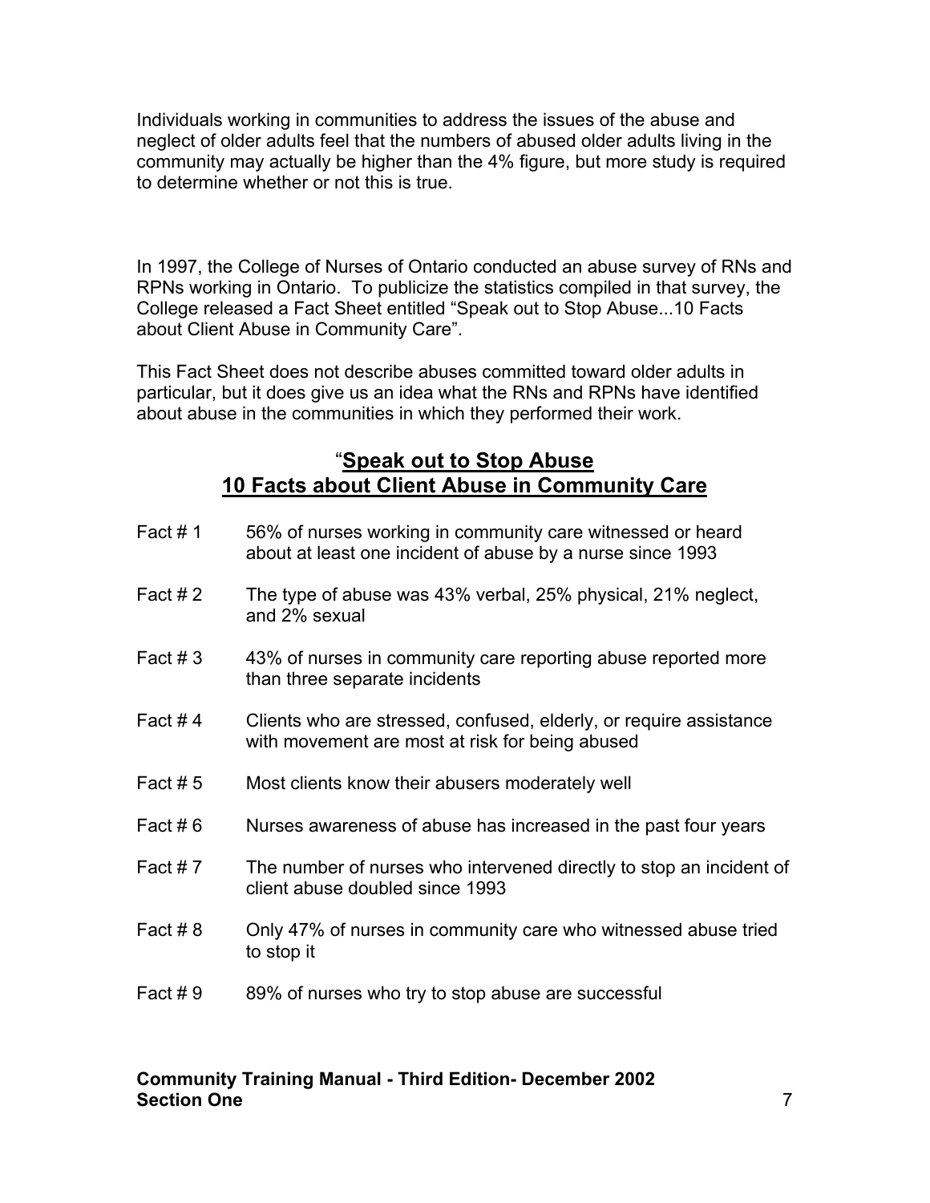Individuals working in communities to address the issues of the abuse and neglect of older adults feel that the numbers of abused older adults living in the community may actually be higher than the 4% figure, but more study is required to determine whether or not this is true.

In 1997, the College of Nurses of Ontario conducted an abuse survey of RNs and RPNs working in Ontario. To publicize the statistics compiled in that survey, the College released a Fact Sheet entitled "Speak out to Stop Abuse...10 Facts about Client Abuse in Community Care".

This Fact Sheet does not describe abuses committed toward older adults in particular, but it does give us an idea what the RNs and RPNs have identified about abuse in the communities in which they performed their work.

## "Speak out to Stop Abuse 10 Facts about Client Abuse in Community Care

Fact # 1 56% of nurses working in community care witnessed or heard about at least one incident of abuse by a nurse since 1993

Fact # 2 The type of abuse was 43% verbal, 25% physical, 21% neglect, and 2% sexual

Fact # 3 43% of nurses in community care reporting abuse reported more than three separate incidents

Fact # 4 Clients who are stressed, confused, elderly, or require assistance with movement are most at risk for being abused

Fact # 5 Most clients know their abusers moderately well

Fact # 6 Nurses awareness of abuse has increased in the past four years

Fact # 7 The number of nurses who intervened directly to stop an incident of client abuse doubled since 1993

Fact # 8 Only 47% of nurses in community care who witnessed abuse tried to stop it

Fact # 9 89% of nurses who try to stop abuse are successful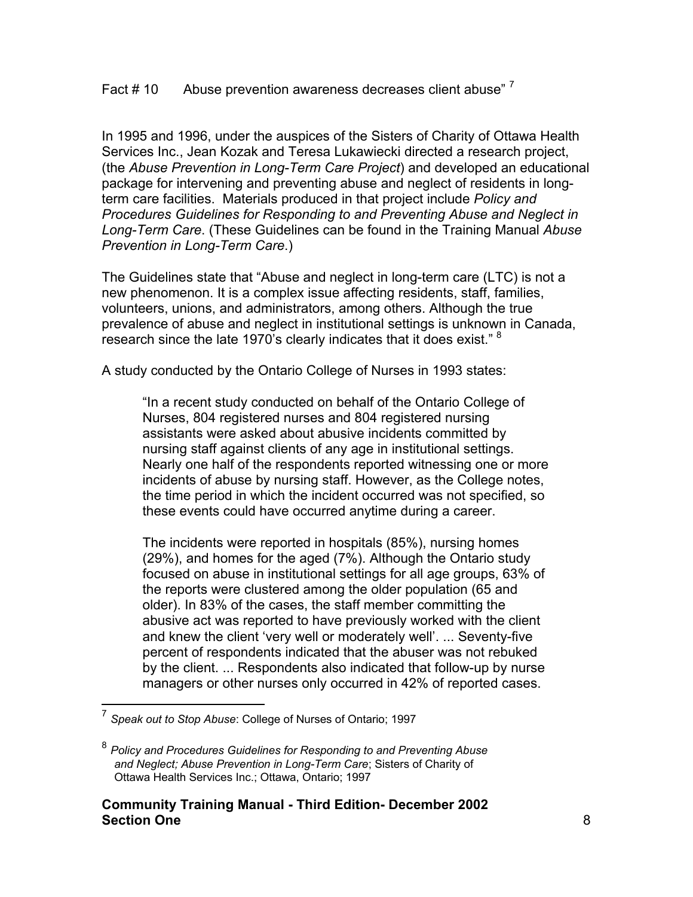Fact # 10    Abuse prevention awareness decreases client abuse"[7]

In 1995 and 1996, under the auspices of the Sisters of Charity of Ottawa Health Services Inc., Jean Kozak and Teresa Lukawiecki directed a research project, (the *Abuse Prevention in Long-Term Care Project*) and developed an educational package for intervening and preventing abuse and neglect of residents in long-term care facilities. Materials produced in that project include *Policy and Procedures Guidelines for Responding to and Preventing Abuse and Neglect in Long-Term Care*. (These Guidelines can be found in the Training Manual *Abuse Prevention in Long-Term Care*.)

The Guidelines state that "Abuse and neglect in long-term care (LTC) is not a new phenomenon. It is a complex issue affecting residents, staff, families, volunteers, unions, and administrators, among others. Although the true prevalence of abuse and neglect in institutional settings is unknown in Canada, research since the late 1970's clearly indicates that it does exist."[8]

A study conducted by the Ontario College of Nurses in 1993 states:

> "In a recent study conducted on behalf of the Ontario College of Nurses, 804 registered nurses and 804 registered nursing assistants were asked about abusive incidents committed by nursing staff against clients of any age in institutional settings. Nearly one half of the respondents reported witnessing one or more incidents of abuse by nursing staff. However, as the College notes, the time period in which the incident occurred was not specified, so these events could have occurred anytime during a career.
>
> The incidents were reported in hospitals (85%), nursing homes (29%), and homes for the aged (7%). Although the Ontario study focused on abuse in institutional settings for all age groups, 63% of the reports were clustered among the older population (65 and older). In 83% of the cases, the staff member committing the abusive act was reported to have previously worked with the client and knew the client 'very well or moderately well'. ... Seventy-five percent of respondents indicated that the abuser was not rebuked by the client. ... Respondents also indicated that follow-up by nurse managers or other nurses only occurred in 42% of reported cases.

---

[7] *Speak out to Stop Abuse*: College of Nurses of Ontario; 1997

[8] *Policy and Procedures Guidelines for Responding to and Preventing Abuse and Neglect; Abuse Prevention in Long-Term Care*; Sisters of Charity of Ottawa Health Services Inc.; Ottawa, Ontario; 1997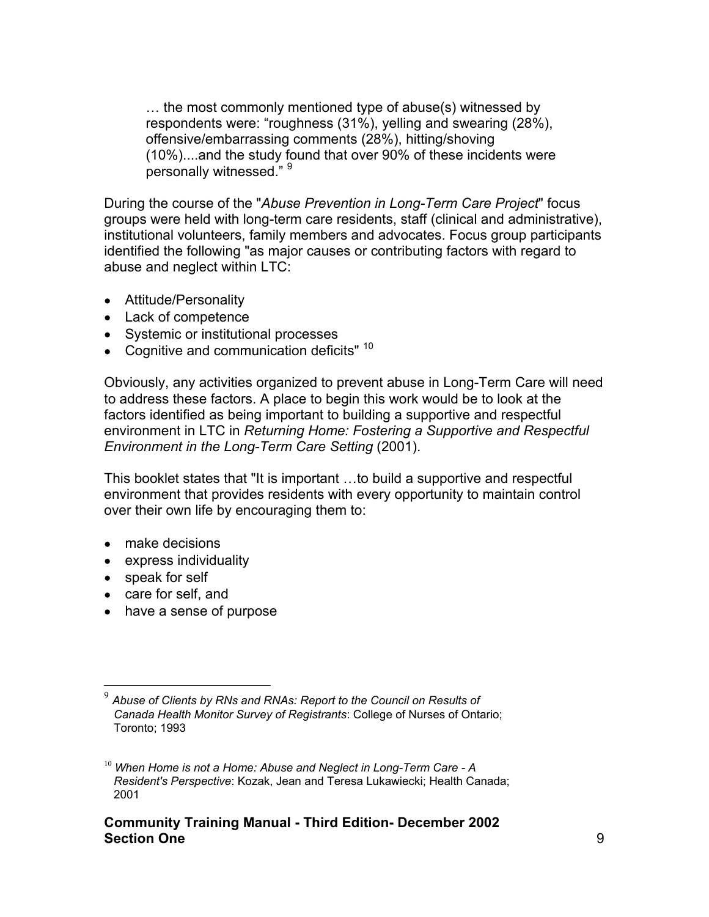> … the most commonly mentioned type of abuse(s) witnessed by respondents were: "roughness (31%), yelling and swearing (28%), offensive/embarrassing comments (28%), hitting/shoving (10%)....and the study found that over 90% of these incidents were personally witnessed." [9]

During the course of the "*Abuse Prevention in Long-Term Care Project*" focus groups were held with long-term care residents, staff (clinical and administrative), institutional volunteers, family members and advocates. Focus group participants identified the following "as major causes or contributing factors with regard to abuse and neglect within LTC:

- Attitude/Personality
- Lack of competence
- Systemic or institutional processes
- Cognitive and communication deficits" [10]

Obviously, any activities organized to prevent abuse in Long-Term Care will need to address these factors. A place to begin this work would be to look at the factors identified as being important to building a supportive and respectful environment in LTC in *Returning Home: Fostering a Supportive and Respectful Environment in the Long-Term Care Setting* (2001).

This booklet states that "It is important …to build a supportive and respectful environment that provides residents with every opportunity to maintain control over their own life by encouraging them to:

- make decisions
- express individuality
- speak for self
- care for self, and
- have a sense of purpose

---

[9] *Abuse of Clients by RNs and RNAs: Report to the Council on Results of Canada Health Monitor Survey of Registrants*: College of Nurses of Ontario; Toronto; 1993

[10] *When Home is not a Home: Abuse and Neglect in Long-Term Care - A Resident's Perspective*: Kozak, Jean and Teresa Lukawiecki; Health Canada; 2001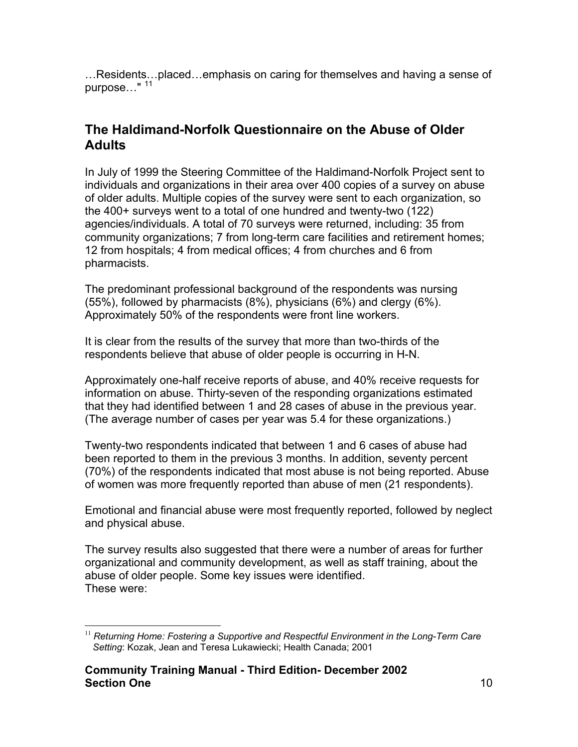…Residents…placed…emphasis on caring for themselves and having a sense of purpose…" [11]

## The Haldimand-Norfolk Questionnaire on the Abuse of Older Adults

In July of 1999 the Steering Committee of the Haldimand-Norfolk Project sent to individuals and organizations in their area over 400 copies of a survey on abuse of older adults. Multiple copies of the survey were sent to each organization, so the 400+ surveys went to a total of one hundred and twenty-two (122) agencies/individuals. A total of 70 surveys were returned, including: 35 from community organizations; 7 from long-term care facilities and retirement homes; 12 from hospitals; 4 from medical offices; 4 from churches and 6 from pharmacists.

The predominant professional background of the respondents was nursing (55%), followed by pharmacists (8%), physicians (6%) and clergy (6%). Approximately 50% of the respondents were front line workers.

It is clear from the results of the survey that more than two-thirds of the respondents believe that abuse of older people is occurring in H-N.

Approximately one-half receive reports of abuse, and 40% receive requests for information on abuse. Thirty-seven of the responding organizations estimated that they had identified between 1 and 28 cases of abuse in the previous year. (The average number of cases per year was 5.4 for these organizations.)

Twenty-two respondents indicated that between 1 and 6 cases of abuse had been reported to them in the previous 3 months. In addition, seventy percent (70%) of the respondents indicated that most abuse is not being reported. Abuse of women was more frequently reported than abuse of men (21 respondents).

Emotional and financial abuse were most frequently reported, followed by neglect and physical abuse.

The survey results also suggested that there were a number of areas for further organizational and community development, as well as staff training, about the abuse of older people. Some key issues were identified.
These were:

---

[11] *Returning Home: Fostering a Supportive and Respectful Environment in the Long-Term Care Setting*: Kozak, Jean and Teresa Lukawiecki; Health Canada; 2001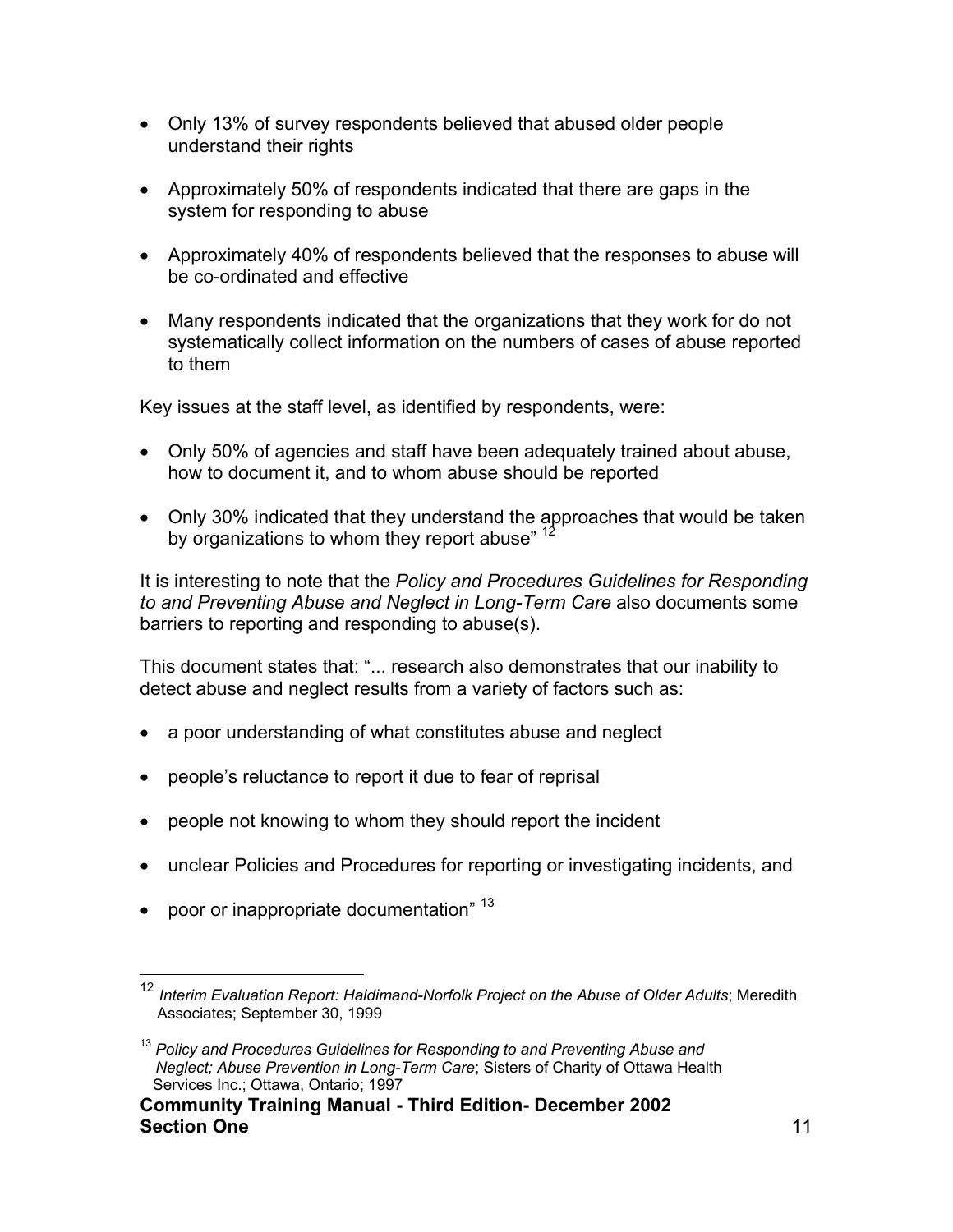- Only 13% of survey respondents believed that abused older people understand their rights
- Approximately 50% of respondents indicated that there are gaps in the system for responding to abuse
- Approximately 40% of respondents believed that the responses to abuse will be co-ordinated and effective
- Many respondents indicated that the organizations that they work for do not systematically collect information on the numbers of cases of abuse reported to them

Key issues at the staff level, as identified by respondents, were:

- Only 50% of agencies and staff have been adequately trained about abuse, how to document it, and to whom abuse should be reported
- Only 30% indicated that they understand the approaches that would be taken by organizations to whom they report abuse" [12]

It is interesting to note that the *Policy and Procedures Guidelines for Responding to and Preventing Abuse and Neglect in Long-Term Care* also documents some barriers to reporting and responding to abuse(s).

This document states that: "... research also demonstrates that our inability to detect abuse and neglect results from a variety of factors such as:

- a poor understanding of what constitutes abuse and neglect
- people's reluctance to report it due to fear of reprisal
- people not knowing to whom they should report the incident
- unclear Policies and Procedures for reporting or investigating incidents, and
- poor or inappropriate documentation" [13]

---

[12] *Interim Evaluation Report: Haldimand-Norfolk Project on the Abuse of Older Adults*; Meredith Associates; September 30, 1999

[13] *Policy and Procedures Guidelines for Responding to and Preventing Abuse and Neglect; Abuse Prevention in Long-Term Care*; Sisters of Charity of Ottawa Health Services Inc.; Ottawa, Ontario; 1997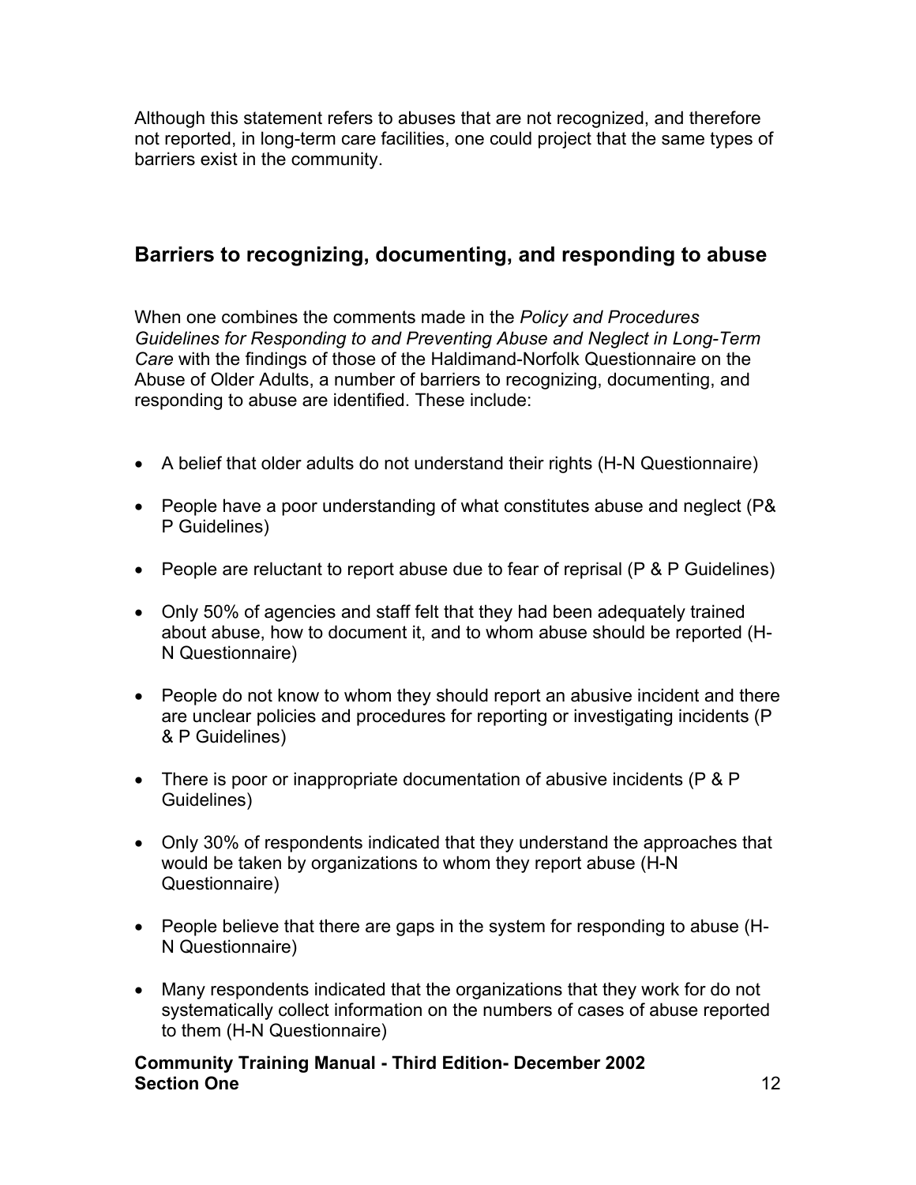Although this statement refers to abuses that are not recognized, and therefore not reported, in long-term care facilities, one could project that the same types of barriers exist in the community.

## Barriers to recognizing, documenting, and responding to abuse

When one combines the comments made in the *Policy and Procedures Guidelines for Responding to and Preventing Abuse and Neglect in Long-Term Care* with the findings of those of the Haldimand-Norfolk Questionnaire on the Abuse of Older Adults, a number of barriers to recognizing, documenting, and responding to abuse are identified. These include:

- A belief that older adults do not understand their rights (H-N Questionnaire)
- People have a poor understanding of what constitutes abuse and neglect (P& P Guidelines)
- People are reluctant to report abuse due to fear of reprisal (P & P Guidelines)
- Only 50% of agencies and staff felt that they had been adequately trained about abuse, how to document it, and to whom abuse should be reported (H-N Questionnaire)
- People do not know to whom they should report an abusive incident and there are unclear policies and procedures for reporting or investigating incidents (P & P Guidelines)
- There is poor or inappropriate documentation of abusive incidents (P & P Guidelines)
- Only 30% of respondents indicated that they understand the approaches that would be taken by organizations to whom they report abuse (H-N Questionnaire)
- People believe that there are gaps in the system for responding to abuse (H-N Questionnaire)
- Many respondents indicated that the organizations that they work for do not systematically collect information on the numbers of cases of abuse reported to them (H-N Questionnaire)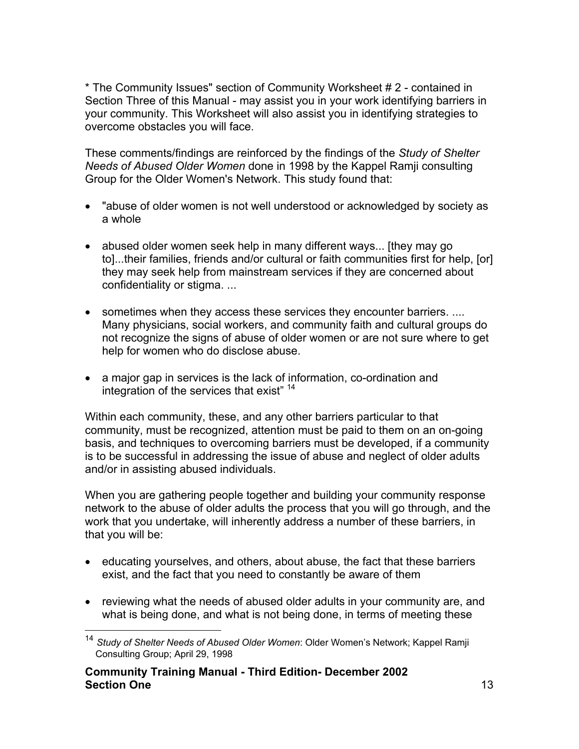* The Community Issues" section of Community Worksheet # 2 - contained in Section Three of this Manual - may assist you in your work identifying barriers in your community. This Worksheet will also assist you in identifying strategies to overcome obstacles you will face.

These comments/findings are reinforced by the findings of the *Study of Shelter Needs of Abused Older Women* done in 1998 by the Kappel Ramji consulting Group for the Older Women's Network. This study found that:

- "abuse of older women is not well understood or acknowledged by society as a whole
- abused older women seek help in many different ways... [they may go to]...their families, friends and/or cultural or faith communities first for help, [or] they may seek help from mainstream services if they are concerned about confidentiality or stigma. ...
- sometimes when they access these services they encounter barriers. .... Many physicians, social workers, and community faith and cultural groups do not recognize the signs of abuse of older women or are not sure where to get help for women who do disclose abuse.
- a major gap in services is the lack of information, co-ordination and integration of the services that exist" [14]

Within each community, these, and any other barriers particular to that community, must be recognized, attention must be paid to them on an on-going basis, and techniques to overcoming barriers must be developed, if a community is to be successful in addressing the issue of abuse and neglect of older adults and/or in assisting abused individuals.

When you are gathering people together and building your community response network to the abuse of older adults the process that you will go through, and the work that you undertake, will inherently address a number of these barriers, in that you will be:

- educating yourselves, and others, about abuse, the fact that these barriers exist, and the fact that you need to constantly be aware of them
- reviewing what the needs of abused older adults in your community are, and what is being done, and what is not being done, in terms of meeting these

[14] *Study of Shelter Needs of Abused Older Women*: Older Women's Network; Kappel Ramji Consulting Group; April 29, 1998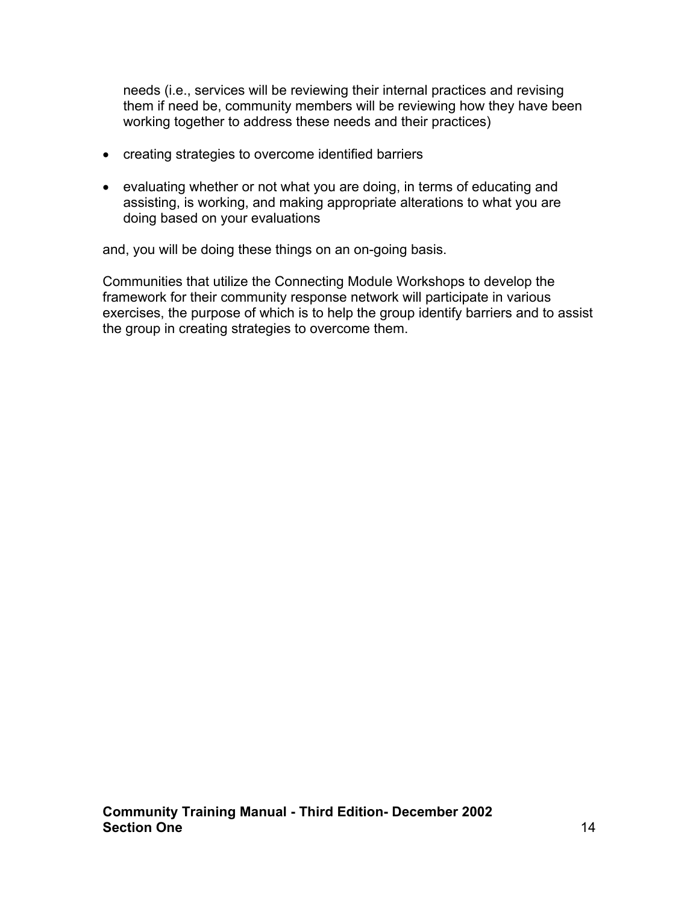needs (i.e., services will be reviewing their internal practices and revising them if need be, community members will be reviewing how they have been working together to address these needs and their practices)

- creating strategies to overcome identified barriers
- evaluating whether or not what you are doing, in terms of educating and assisting, is working, and making appropriate alterations to what you are doing based on your evaluations

and, you will be doing these things on an on-going basis.

Communities that utilize the Connecting Module Workshops to develop the framework for their community response network will participate in various exercises, the purpose of which is to help the group identify barriers and to assist the group in creating strategies to overcome them.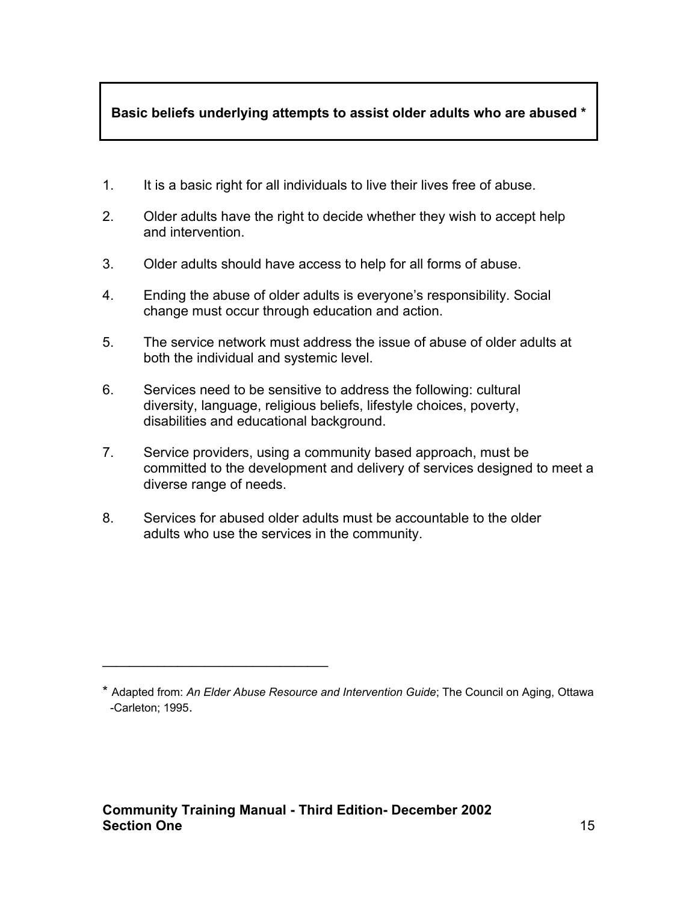**Basic beliefs underlying attempts to assist older adults who are abused ***

1. It is a basic right for all individuals to live their lives free of abuse.

2. Older adults have the right to decide whether they wish to accept help and intervention.

3. Older adults should have access to help for all forms of abuse.

4. Ending the abuse of older adults is everyone's responsibility. Social change must occur through education and action.

5. The service network must address the issue of abuse of older adults at both the individual and systemic level.

6. Services need to be sensitive to address the following: cultural diversity, language, religious beliefs, lifestyle choices, poverty, disabilities and educational background.

7. Service providers, using a community based approach, must be committed to the development and delivery of services designed to meet a diverse range of needs.

8. Services for abused older adults must be accountable to the older adults who use the services in the community.

---

* Adapted from: *An Elder Abuse Resource and Intervention Guide*; The Council on Aging, Ottawa -Carleton; 1995.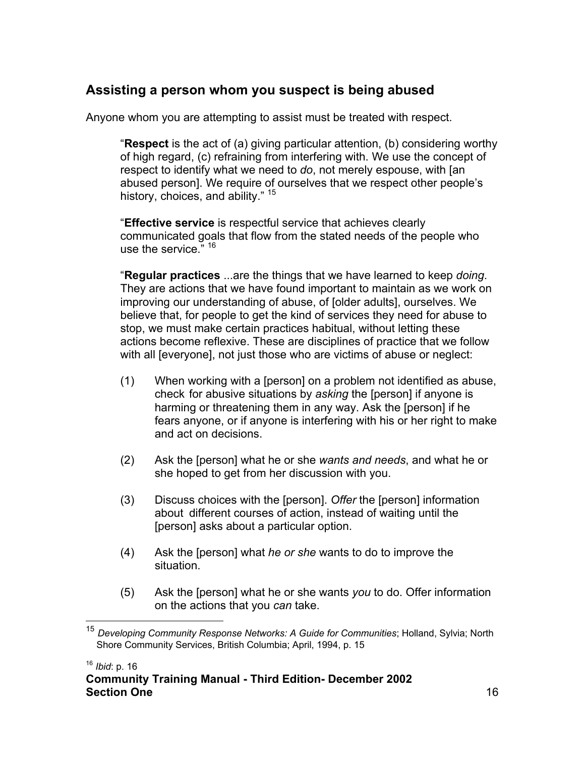## Assisting a person whom you suspect is being abused

Anyone whom you are attempting to assist must be treated with respect.

> "**Respect** is the act of (a) giving particular attention, (b) considering worthy of high regard, (c) refraining from interfering with. We use the concept of respect to identify what we need to *do*, not merely espouse, with [an abused person]. We require of ourselves that we respect other people's history, choices, and ability." [15]
>
> "**Effective service** is respectful service that achieves clearly communicated goals that flow from the stated needs of the people who use the service." [16]
>
> "**Regular practices** ...are the things that we have learned to keep *doing*. They are actions that we have found important to maintain as we work on improving our understanding of abuse, of [older adults], ourselves. We believe that, for people to get the kind of services they need for abuse to stop, we must make certain practices habitual, without letting these actions become reflexive. These are disciplines of practice that we follow with all [everyone], not just those who are victims of abuse or neglect:
>
> (1) When working with a [person] on a problem not identified as abuse, check for abusive situations by *asking* the [person] if anyone is harming or threatening them in any way. Ask the [person] if he fears anyone, or if anyone is interfering with his or her right to make and act on decisions.
>
> (2) Ask the [person] what he or she *wants and needs*, and what he or she hoped to get from her discussion with you.
>
> (3) Discuss choices with the [person]. *Offer* the [person] information about different courses of action, instead of waiting until the [person] asks about a particular option.
>
> (4) Ask the [person] what *he or she* wants to do to improve the situation.
>
> (5) Ask the [person] what he or she wants *you* to do. Offer information on the actions that you *can* take.

---

[15] *Developing Community Response Networks: A Guide for Communities*; Holland, Sylvia; North Shore Community Services, British Columbia; April, 1994, p. 15

[16] *Ibid*: p. 16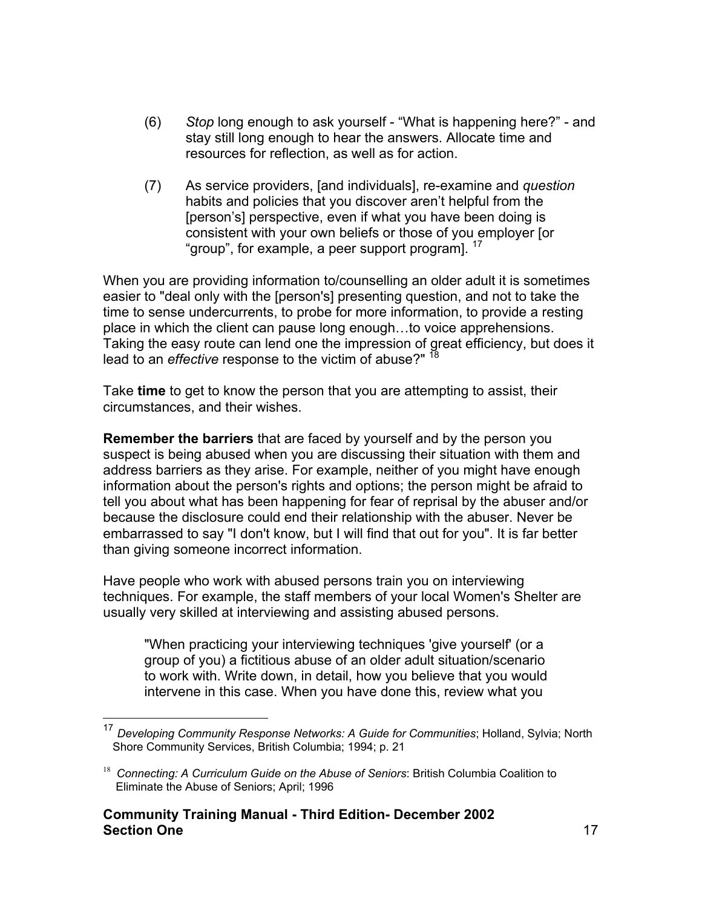(6) *Stop* long enough to ask yourself - “What is happening here?” - and stay still long enough to hear the answers. Allocate time and resources for reflection, as well as for action.

(7) As service providers, [and individuals], re-examine and *question* habits and policies that you discover aren’t helpful from the [person’s] perspective, even if what you have been doing is consistent with your own beliefs or those of you employer [or “group”, for example, a peer support program]. [17]

When you are providing information to/counselling an older adult it is sometimes easier to "deal only with the [person's] presenting question, and not to take the time to sense undercurrents, to probe for more information, to provide a resting place in which the client can pause long enough…to voice apprehensions. Taking the easy route can lend one the impression of great efficiency, but does it lead to an *effective* response to the victim of abuse?" [18]

Take **time** to get to know the person that you are attempting to assist, their circumstances, and their wishes.

**Remember the barriers** that are faced by yourself and by the person you suspect is being abused when you are discussing their situation with them and address barriers as they arise. For example, neither of you might have enough information about the person's rights and options; the person might be afraid to tell you about what has been happening for fear of reprisal by the abuser and/or because the disclosure could end their relationship with the abuser. Never be embarrassed to say "I don't know, but I will find that out for you". It is far better than giving someone incorrect information.

Have people who work with abused persons train you on interviewing techniques. For example, the staff members of your local Women's Shelter are usually very skilled at interviewing and assisting abused persons.

> "When practicing your interviewing techniques 'give yourself' (or a group of you) a fictitious abuse of an older adult situation/scenario to work with. Write down, in detail, how you believe that you would intervene in this case. When you have done this, review what you

---

[17] *Developing Community Response Networks: A Guide for Communities*; Holland, Sylvia; North Shore Community Services, British Columbia; 1994; p. 21

[18] *Connecting: A Curriculum Guide on the Abuse of Seniors*: British Columbia Coalition to Eliminate the Abuse of Seniors; April; 1996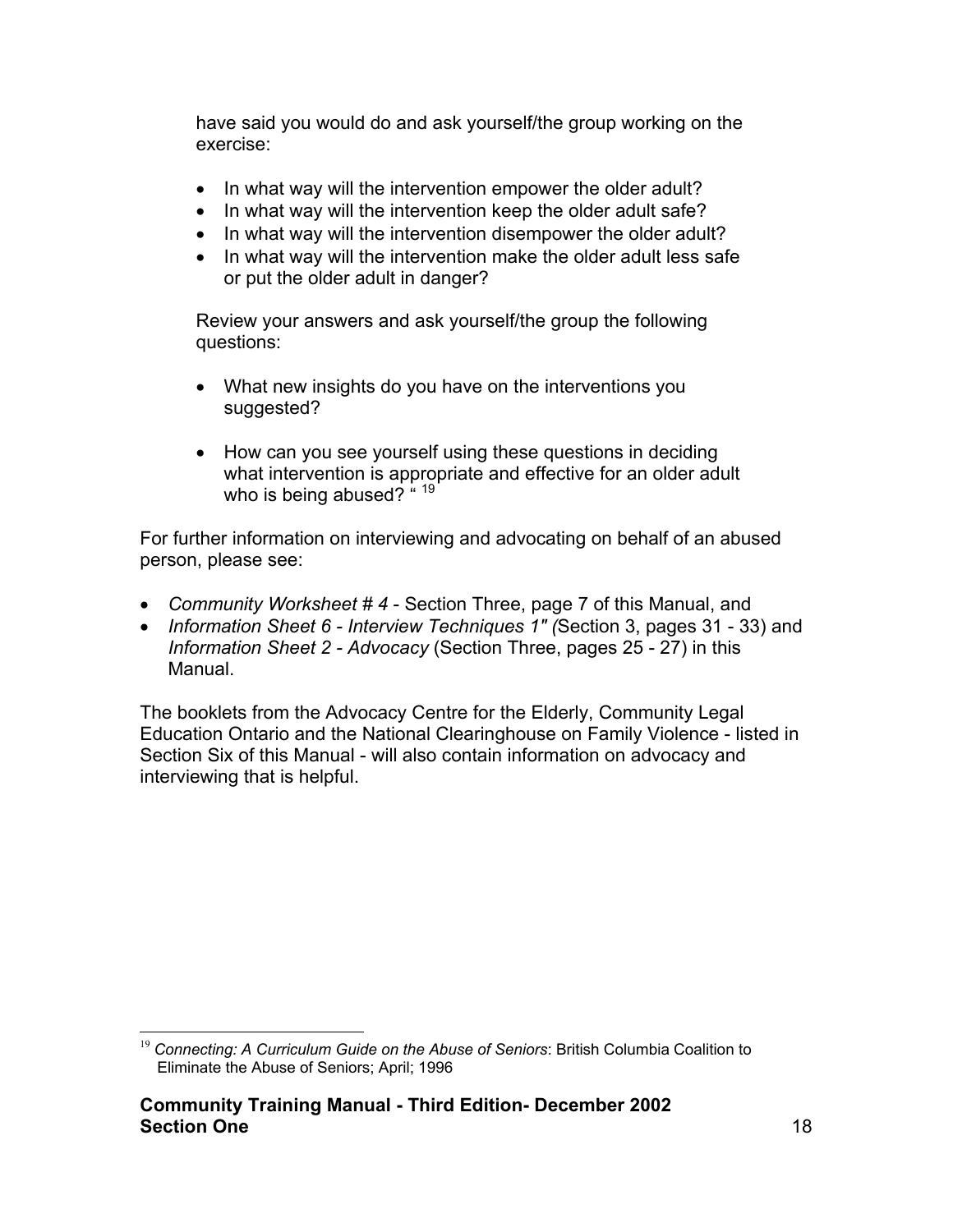have said you would do and ask yourself/the group working on the exercise:

- In what way will the intervention empower the older adult?
- In what way will the intervention keep the older adult safe?
- In what way will the intervention disempower the older adult?
- In what way will the intervention make the older adult less safe or put the older adult in danger?

Review your answers and ask yourself/the group the following questions:

- What new insights do you have on the interventions you suggested?

- How can you see yourself using these questions in deciding what intervention is appropriate and effective for an older adult who is being abused? " [19]

For further information on interviewing and advocating on behalf of an abused person, please see:

- *Community Worksheet # 4* - Section Three, page 7 of this Manual, and
- *Information Sheet 6 - Interview Techniques 1" (*Section 3, pages 31 - 33) and *Information Sheet 2 - Advocacy* (Section Three, pages 25 - 27) in this Manual.

The booklets from the Advocacy Centre for the Elderly, Community Legal Education Ontario and the National Clearinghouse on Family Violence - listed in Section Six of this Manual - will also contain information on advocacy and interviewing that is helpful.

---

[19] *Connecting: A Curriculum Guide on the Abuse of Seniors*: British Columbia Coalition to Eliminate the Abuse of Seniors; April; 1996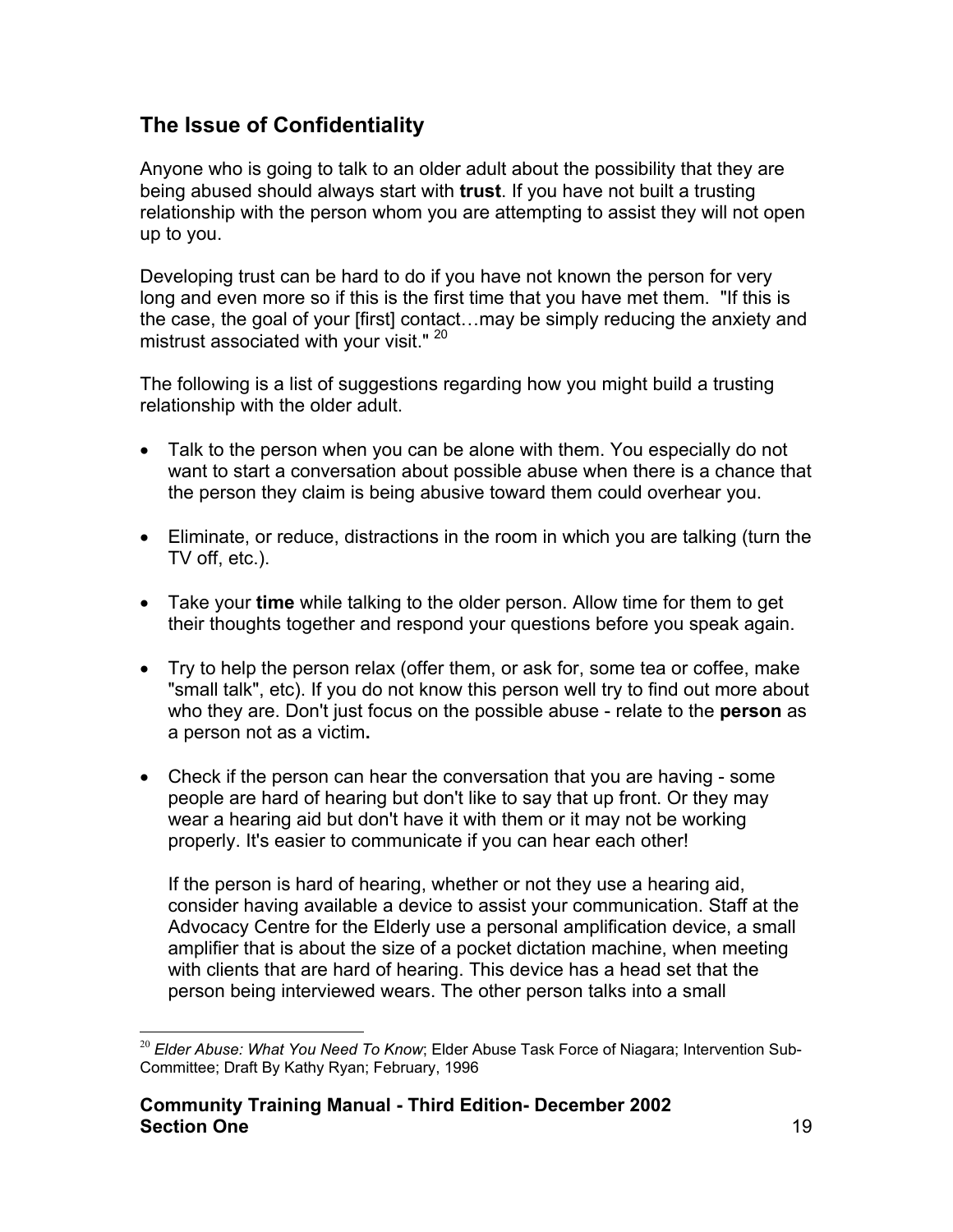## The Issue of Confidentiality

Anyone who is going to talk to an older adult about the possibility that they are being abused should always start with **trust**. If you have not built a trusting relationship with the person whom you are attempting to assist they will not open up to you.

Developing trust can be hard to do if you have not known the person for very long and even more so if this is the first time that you have met them. "If this is the case, the goal of your [first] contact…may be simply reducing the anxiety and mistrust associated with your visit." [20]

The following is a list of suggestions regarding how you might build a trusting relationship with the older adult.

- Talk to the person when you can be alone with them. You especially do not want to start a conversation about possible abuse when there is a chance that the person they claim is being abusive toward them could overhear you.

- Eliminate, or reduce, distractions in the room in which you are talking (turn the TV off, etc.).

- Take your **time** while talking to the older person. Allow time for them to get their thoughts together and respond your questions before you speak again.

- Try to help the person relax (offer them, or ask for, some tea or coffee, make "small talk", etc). If you do not know this person well try to find out more about who they are. Don't just focus on the possible abuse - relate to the **person** as a person not as a victim**.**

- Check if the person can hear the conversation that you are having - some people are hard of hearing but don't like to say that up front. Or they may wear a hearing aid but don't have it with them or it may not be working properly. It's easier to communicate if you can hear each other!

  If the person is hard of hearing, whether or not they use a hearing aid, consider having available a device to assist your communication. Staff at the Advocacy Centre for the Elderly use a personal amplification device, a small amplifier that is about the size of a pocket dictation machine, when meeting with clients that are hard of hearing. This device has a head set that the person being interviewed wears. The other person talks into a small

---

[20] *Elder Abuse: What You Need To Know*; Elder Abuse Task Force of Niagara; Intervention Sub-Committee; Draft By Kathy Ryan; February, 1996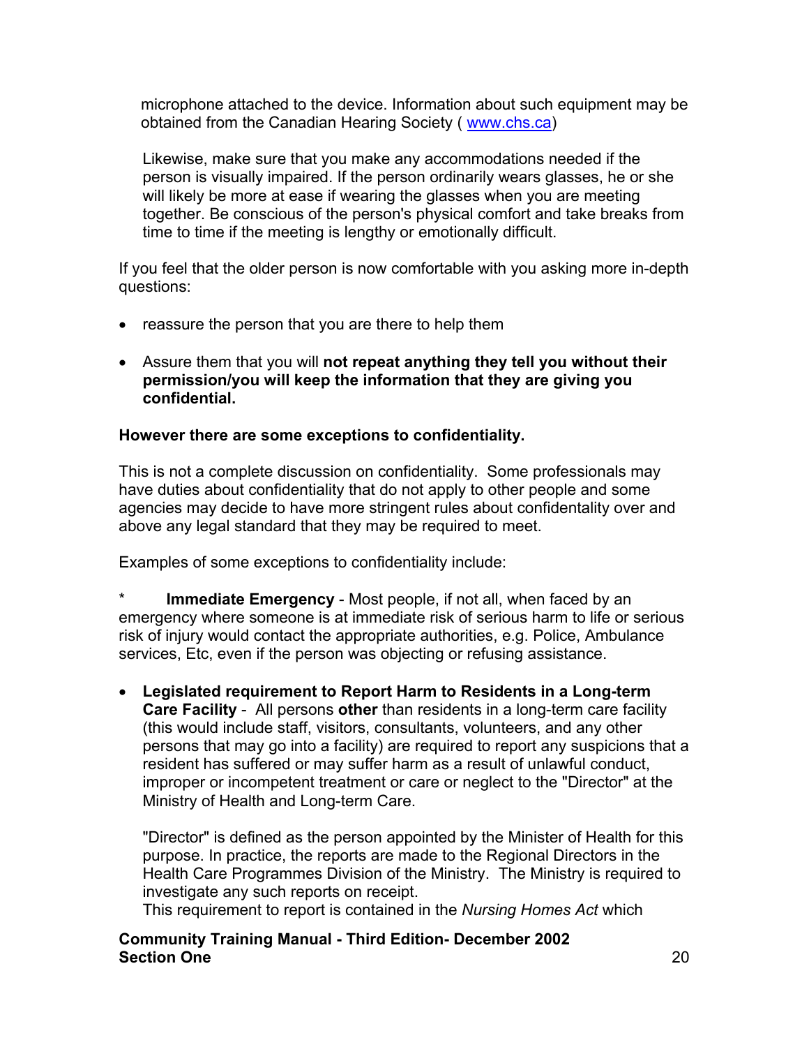microphone attached to the device. Information about such equipment may be obtained from the Canadian Hearing Society ( www.chs.ca)

Likewise, make sure that you make any accommodations needed if the person is visually impaired. If the person ordinarily wears glasses, he or she will likely be more at ease if wearing the glasses when you are meeting together. Be conscious of the person's physical comfort and take breaks from time to time if the meeting is lengthy or emotionally difficult.

If you feel that the older person is now comfortable with you asking more in-depth questions:

- reassure the person that you are there to help them
- Assure them that you will **not repeat anything they tell you without their permission/you will keep the information that they are giving you confidential.**

**However there are some exceptions to confidentiality.**

This is not a complete discussion on confidentiality. Some professionals may have duties about confidentiality that do not apply to other people and some agencies may decide to have more stringent rules about confidentality over and above any legal standard that they may be required to meet.

Examples of some exceptions to confidentiality include:

* **Immediate Emergency** - Most people, if not all, when faced by an emergency where someone is at immediate risk of serious harm to life or serious risk of injury would contact the appropriate authorities, e.g. Police, Ambulance services, Etc, even if the person was objecting or refusing assistance.

- **Legislated requirement to Report Harm to Residents in a Long-term Care Facility** - All persons **other** than residents in a long-term care facility (this would include staff, visitors, consultants, volunteers, and any other persons that may go into a facility) are required to report any suspicions that a resident has suffered or may suffer harm as a result of unlawful conduct, improper or incompetent treatment or care or neglect to the "Director" at the Ministry of Health and Long-term Care.

  "Director" is defined as the person appointed by the Minister of Health for this purpose. In practice, the reports are made to the Regional Directors in the Health Care Programmes Division of the Ministry. The Ministry is required to investigate any such reports on receipt.
  This requirement to report is contained in the *Nursing Homes Act* which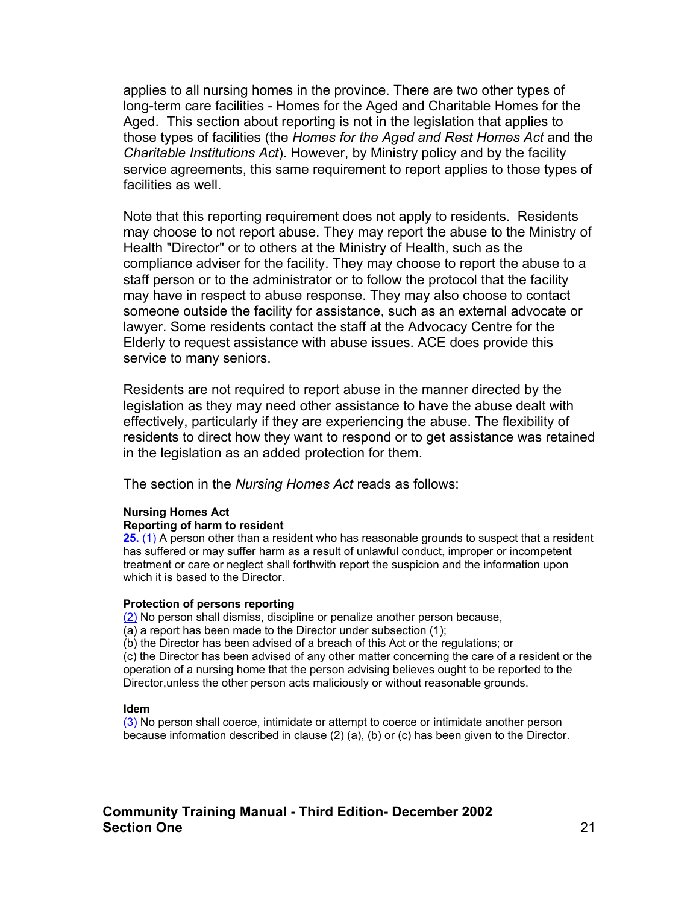applies to all nursing homes in the province. There are two other types of long-term care facilities - Homes for the Aged and Charitable Homes for the Aged. This section about reporting is not in the legislation that applies to those types of facilities (the *Homes for the Aged and Rest Homes Act* and the *Charitable Institutions Act*). However, by Ministry policy and by the facility service agreements, this same requirement to report applies to those types of facilities as well.

Note that this reporting requirement does not apply to residents. Residents may choose to not report abuse. They may report the abuse to the Ministry of Health "Director" or to others at the Ministry of Health, such as the compliance adviser for the facility. They may choose to report the abuse to a staff person or to the administrator or to follow the protocol that the facility may have in respect to abuse response. They may also choose to contact someone outside the facility for assistance, such as an external advocate or lawyer. Some residents contact the staff at the Advocacy Centre for the Elderly to request assistance with abuse issues. ACE does provide this service to many seniors.

Residents are not required to report abuse in the manner directed by the legislation as they may need other assistance to have the abuse dealt with effectively, particularly if they are experiencing the abuse. The flexibility of residents to direct how they want to respond or to get assistance was retained in the legislation as an added protection for them.

The section in the *Nursing Homes Act* reads as follows:

**Nursing Homes Act**
**Reporting of harm to resident**
**25.** (1) A person other than a resident who has reasonable grounds to suspect that a resident has suffered or may suffer harm as a result of unlawful conduct, improper or incompetent treatment or care or neglect shall forthwith report the suspicion and the information upon which it is based to the Director.

**Protection of persons reporting**
(2) No person shall dismiss, discipline or penalize another person because,
(a) a report has been made to the Director under subsection (1);
(b) the Director has been advised of a breach of this Act or the regulations; or
(c) the Director has been advised of any other matter concerning the care of a resident or the operation of a nursing home that the person advising believes ought to be reported to the Director,unless the other person acts maliciously or without reasonable grounds.

**Idem**
(3) No person shall coerce, intimidate or attempt to coerce or intimidate another person because information described in clause (2) (a), (b) or (c) has been given to the Director.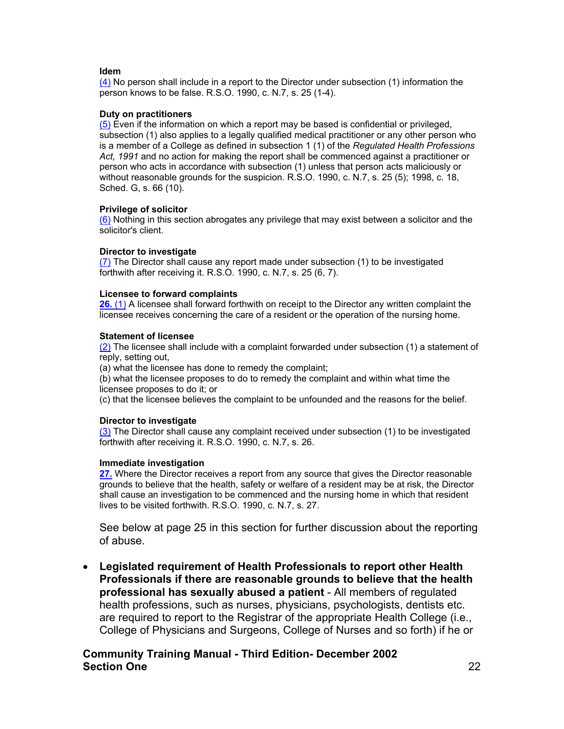**Idem**

(4) No person shall include in a report to the Director under subsection (1) information the person knows to be false. R.S.O. 1990, c. N.7, s. 25 (1-4).

**Duty on practitioners**

(5) Even if the information on which a report may be based is confidential or privileged, subsection (1) also applies to a legally qualified medical practitioner or any other person who is a member of a College as defined in subsection 1 (1) of the *Regulated Health Professions Act, 1991* and no action for making the report shall be commenced against a practitioner or person who acts in accordance with subsection (1) unless that person acts maliciously or without reasonable grounds for the suspicion. R.S.O. 1990, c. N.7, s. 25 (5); 1998, c. 18, Sched. G, s. 66 (10).

**Privilege of solicitor**

(6) Nothing in this section abrogates any privilege that may exist between a solicitor and the solicitor's client.

**Director to investigate**

(7) The Director shall cause any report made under subsection (1) to be investigated forthwith after receiving it. R.S.O. 1990, c. N.7, s. 25 (6, 7).

**Licensee to forward complaints**

**26.** (1) A licensee shall forward forthwith on receipt to the Director any written complaint the licensee receives concerning the care of a resident or the operation of the nursing home.

**Statement of licensee**

(2) The licensee shall include with a complaint forwarded under subsection (1) a statement of reply, setting out,
(a) what the licensee has done to remedy the complaint;
(b) what the licensee proposes to do to remedy the complaint and within what time the licensee proposes to do it; or
(c) that the licensee believes the complaint to be unfounded and the reasons for the belief.

**Director to investigate**

(3) The Director shall cause any complaint received under subsection (1) to be investigated forthwith after receiving it. R.S.O. 1990, c. N.7, s. 26.

**Immediate investigation**

**27.** Where the Director receives a report from any source that gives the Director reasonable grounds to believe that the health, safety or welfare of a resident may be at risk, the Director shall cause an investigation to be commenced and the nursing home in which that resident lives to be visited forthwith. R.S.O. 1990, c. N.7, s. 27.

See below at page 25 in this section for further discussion about the reporting of abuse.

- **Legislated requirement of Health Professionals to report other Health Professionals if there are reasonable grounds to believe that the health professional has sexually abused a patient** - All members of regulated health professions, such as nurses, physicians, psychologists, dentists etc. are required to report to the Registrar of the appropriate Health College (i.e., College of Physicians and Surgeons, College of Nurses and so forth) if he or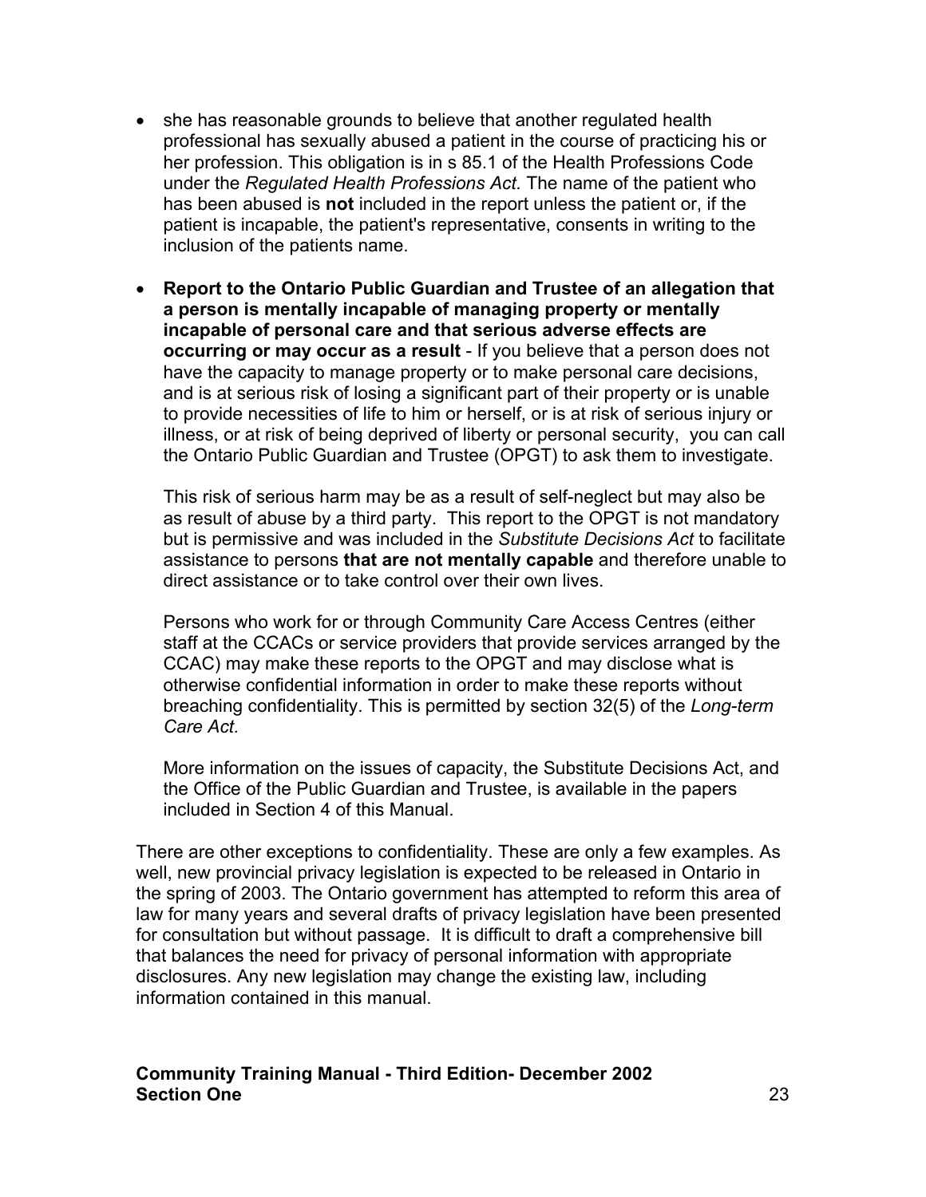- she has reasonable grounds to believe that another regulated health professional has sexually abused a patient in the course of practicing his or her profession. This obligation is in s 85.1 of the Health Professions Code under the *Regulated Health Professions Act.* The name of the patient who has been abused is **not** included in the report unless the patient or, if the patient is incapable, the patient's representative, consents in writing to the inclusion of the patients name.

- **Report to the Ontario Public Guardian and Trustee of an allegation that a person is mentally incapable of managing property or mentally incapable of personal care and that serious adverse effects are occurring or may occur as a result** - If you believe that a person does not have the capacity to manage property or to make personal care decisions, and is at serious risk of losing a significant part of their property or is unable to provide necessities of life to him or herself, or is at risk of serious injury or illness, or at risk of being deprived of liberty or personal security, you can call the Ontario Public Guardian and Trustee (OPGT) to ask them to investigate.

  This risk of serious harm may be as a result of self-neglect but may also be as result of abuse by a third party. This report to the OPGT is not mandatory but is permissive and was included in the *Substitute Decisions Act* to facilitate assistance to persons **that are not mentally capable** and therefore unable to direct assistance or to take control over their own lives.

  Persons who work for or through Community Care Access Centres (either staff at the CCACs or service providers that provide services arranged by the CCAC) may make these reports to the OPGT and may disclose what is otherwise confidential information in order to make these reports without breaching confidentiality. This is permitted by section 32(5) of the *Long-term Care Act.*

  More information on the issues of capacity, the Substitute Decisions Act, and the Office of the Public Guardian and Trustee, is available in the papers included in Section 4 of this Manual.

There are other exceptions to confidentiality. These are only a few examples. As well, new provincial privacy legislation is expected to be released in Ontario in the spring of 2003. The Ontario government has attempted to reform this area of law for many years and several drafts of privacy legislation have been presented for consultation but without passage. It is difficult to draft a comprehensive bill that balances the need for privacy of personal information with appropriate disclosures. Any new legislation may change the existing law, including information contained in this manual.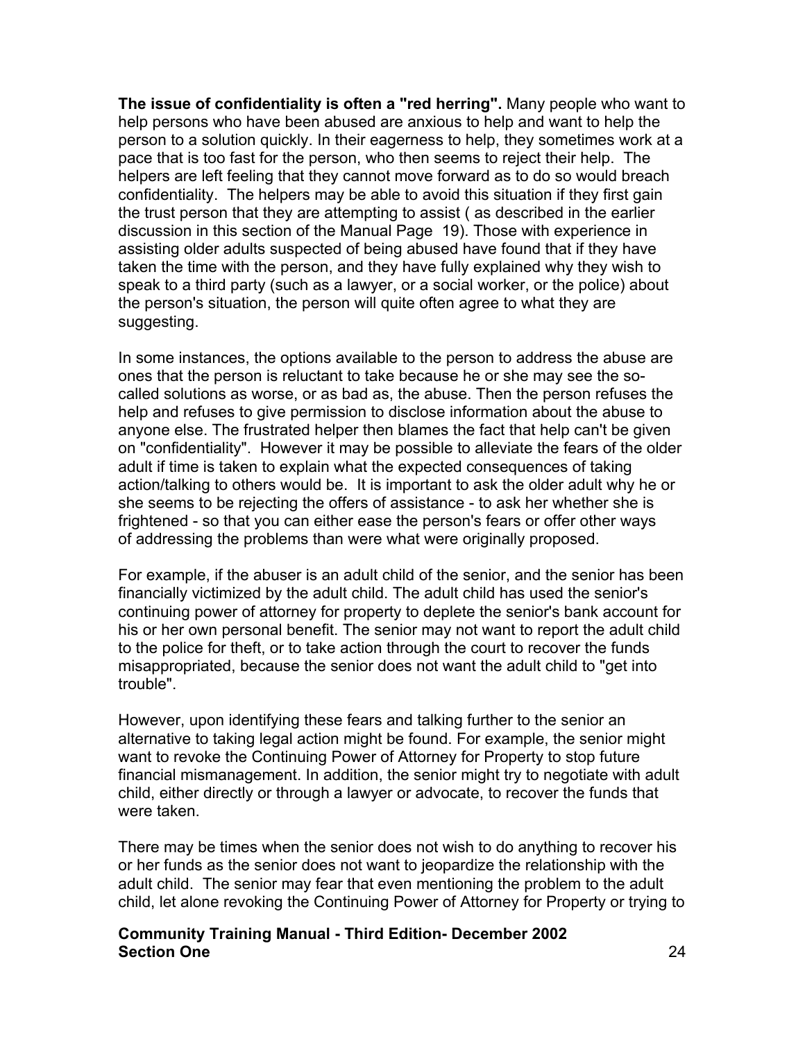**The issue of confidentiality is often a "red herring".** Many people who want to help persons who have been abused are anxious to help and want to help the person to a solution quickly. In their eagerness to help, they sometimes work at a pace that is too fast for the person, who then seems to reject their help. The helpers are left feeling that they cannot move forward as to do so would breach confidentiality. The helpers may be able to avoid this situation if they first gain the trust person that they are attempting to assist ( as described in the earlier discussion in this section of the Manual Page 19). Those with experience in assisting older adults suspected of being abused have found that if they have taken the time with the person, and they have fully explained why they wish to speak to a third party (such as a lawyer, or a social worker, or the police) about the person's situation, the person will quite often agree to what they are suggesting.

In some instances, the options available to the person to address the abuse are ones that the person is reluctant to take because he or she may see the so-called solutions as worse, or as bad as, the abuse. Then the person refuses the help and refuses to give permission to disclose information about the abuse to anyone else. The frustrated helper then blames the fact that help can't be given on "confidentiality". However it may be possible to alleviate the fears of the older adult if time is taken to explain what the expected consequences of taking action/talking to others would be. It is important to ask the older adult why he or she seems to be rejecting the offers of assistance - to ask her whether she is frightened - so that you can either ease the person's fears or offer other ways of addressing the problems than were what were originally proposed.

For example, if the abuser is an adult child of the senior, and the senior has been financially victimized by the adult child. The adult child has used the senior's continuing power of attorney for property to deplete the senior's bank account for his or her own personal benefit. The senior may not want to report the adult child to the police for theft, or to take action through the court to recover the funds misappropriated, because the senior does not want the adult child to "get into trouble".

However, upon identifying these fears and talking further to the senior an alternative to taking legal action might be found. For example, the senior might want to revoke the Continuing Power of Attorney for Property to stop future financial mismanagement. In addition, the senior might try to negotiate with adult child, either directly or through a lawyer or advocate, to recover the funds that were taken.

There may be times when the senior does not wish to do anything to recover his or her funds as the senior does not want to jeopardize the relationship with the adult child. The senior may fear that even mentioning the problem to the adult child, let alone revoking the Continuing Power of Attorney for Property or trying to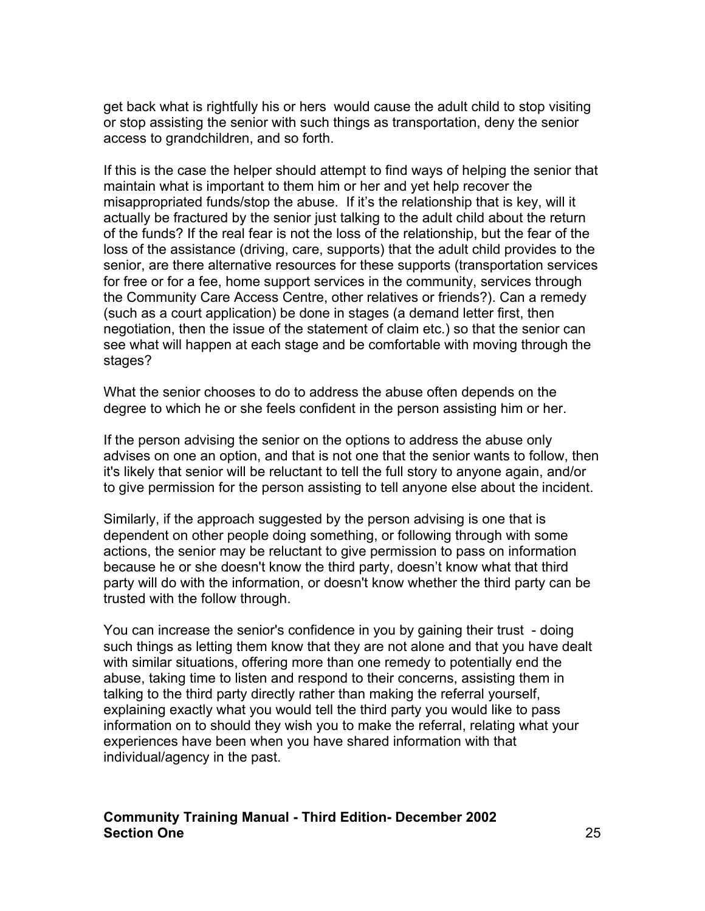get back what is rightfully his or hers would cause the adult child to stop visiting or stop assisting the senior with such things as transportation, deny the senior access to grandchildren, and so forth.

If this is the case the helper should attempt to find ways of helping the senior that maintain what is important to them him or her and yet help recover the misappropriated funds/stop the abuse. If it's the relationship that is key, will it actually be fractured by the senior just talking to the adult child about the return of the funds? If the real fear is not the loss of the relationship, but the fear of the loss of the assistance (driving, care, supports) that the adult child provides to the senior, are there alternative resources for these supports (transportation services for free or for a fee, home support services in the community, services through the Community Care Access Centre, other relatives or friends?). Can a remedy (such as a court application) be done in stages (a demand letter first, then negotiation, then the issue of the statement of claim etc.) so that the senior can see what will happen at each stage and be comfortable with moving through the stages?

What the senior chooses to do to address the abuse often depends on the degree to which he or she feels confident in the person assisting him or her.

If the person advising the senior on the options to address the abuse only advises on one an option, and that is not one that the senior wants to follow, then it's likely that senior will be reluctant to tell the full story to anyone again, and/or to give permission for the person assisting to tell anyone else about the incident.

Similarly, if the approach suggested by the person advising is one that is dependent on other people doing something, or following through with some actions, the senior may be reluctant to give permission to pass on information because he or she doesn't know the third party, doesn't know what that third party will do with the information, or doesn't know whether the third party can be trusted with the follow through.

You can increase the senior's confidence in you by gaining their trust - doing such things as letting them know that they are not alone and that you have dealt with similar situations, offering more than one remedy to potentially end the abuse, taking time to listen and respond to their concerns, assisting them in talking to the third party directly rather than making the referral yourself, explaining exactly what you would tell the third party you would like to pass information on to should they wish you to make the referral, relating what your experiences have been when you have shared information with that individual/agency in the past.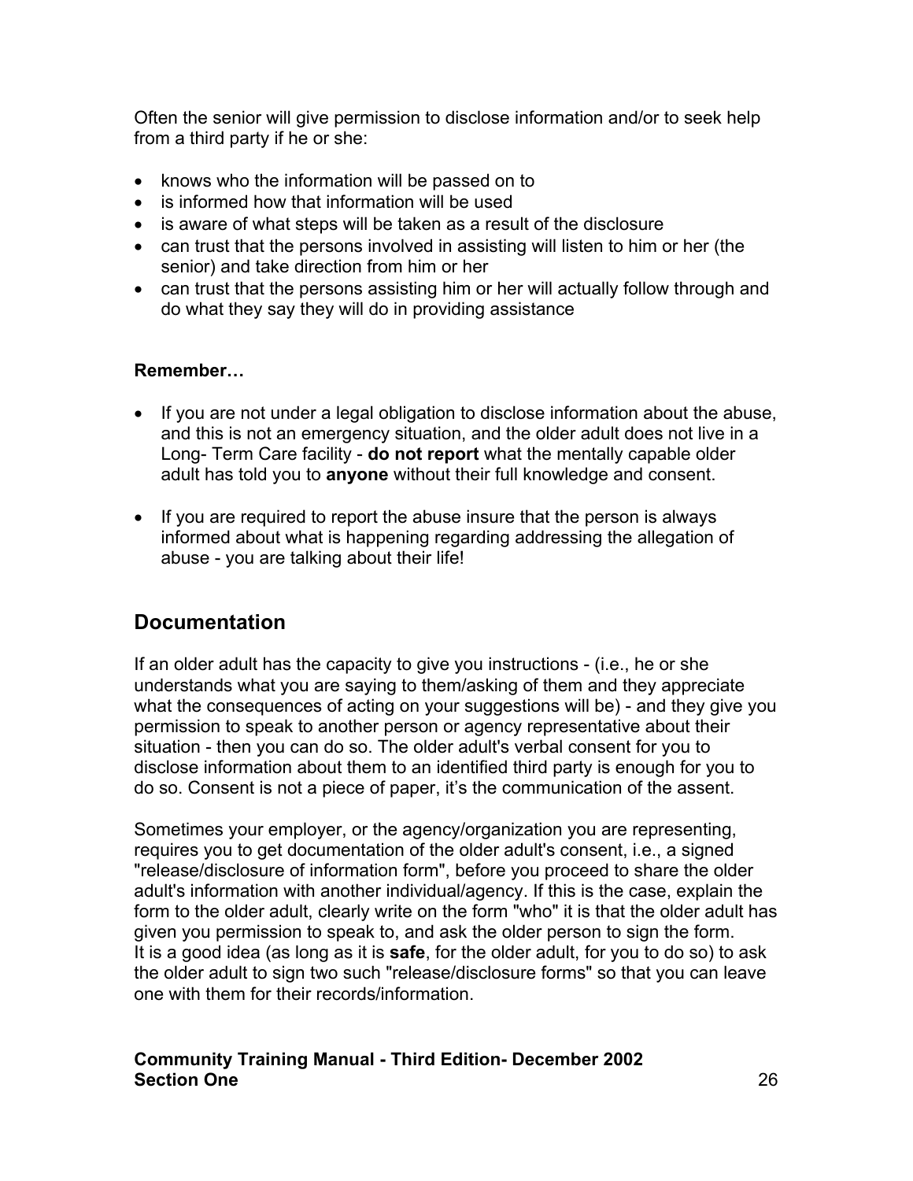Often the senior will give permission to disclose information and/or to seek help from a third party if he or she:

- knows who the information will be passed on to
- is informed how that information will be used
- is aware of what steps will be taken as a result of the disclosure
- can trust that the persons involved in assisting will listen to him or her (the senior) and take direction from him or her
- can trust that the persons assisting him or her will actually follow through and do what they say they will do in providing assistance

**Remember…**

- If you are not under a legal obligation to disclose information about the abuse, and this is not an emergency situation, and the older adult does not live in a Long- Term Care facility - **do not report** what the mentally capable older adult has told you to **anyone** without their full knowledge and consent.

- If you are required to report the abuse insure that the person is always informed about what is happening regarding addressing the allegation of abuse - you are talking about their life!

## Documentation

If an older adult has the capacity to give you instructions - (i.e., he or she understands what you are saying to them/asking of them and they appreciate what the consequences of acting on your suggestions will be) - and they give you permission to speak to another person or agency representative about their situation - then you can do so. The older adult's verbal consent for you to disclose information about them to an identified third party is enough for you to do so. Consent is not a piece of paper, it's the communication of the assent.

Sometimes your employer, or the agency/organization you are representing, requires you to get documentation of the older adult's consent, i.e., a signed "release/disclosure of information form", before you proceed to share the older adult's information with another individual/agency. If this is the case, explain the form to the older adult, clearly write on the form "who" it is that the older adult has given you permission to speak to, and ask the older person to sign the form. It is a good idea (as long as it is **safe**, for the older adult, for you to do so) to ask the older adult to sign two such "release/disclosure forms" so that you can leave one with them for their records/information.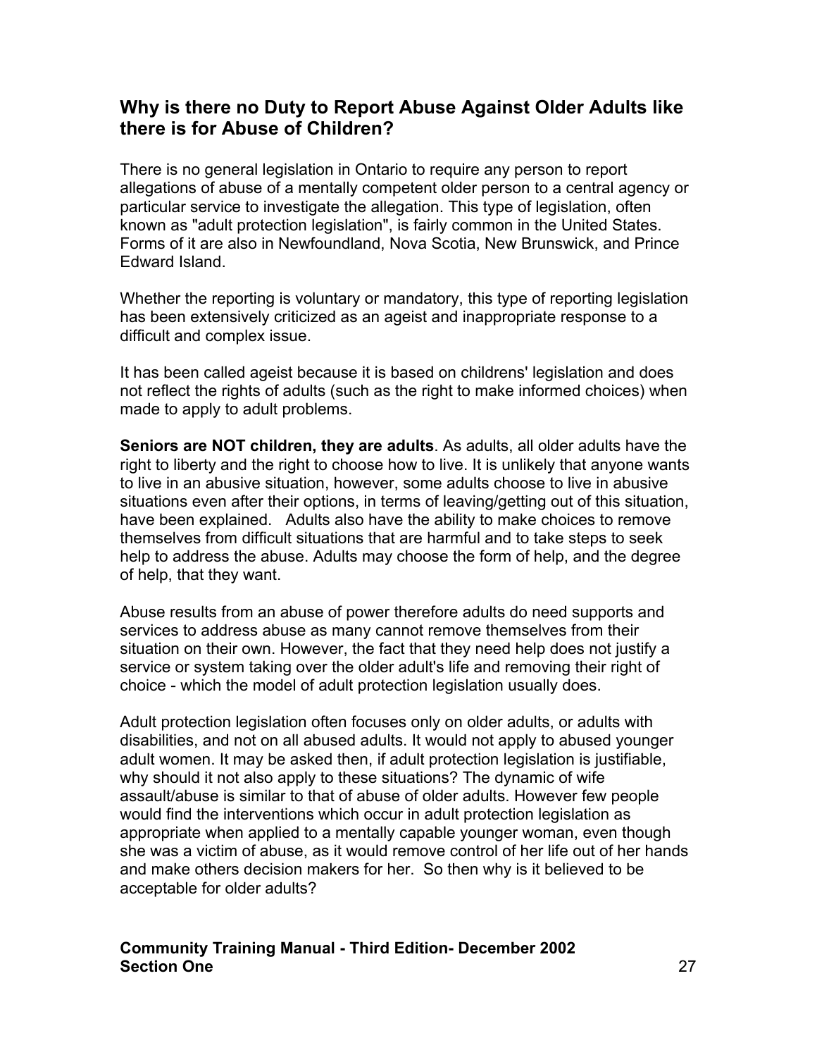## Why is there no Duty to Report Abuse Against Older Adults like there is for Abuse of Children?

There is no general legislation in Ontario to require any person to report allegations of abuse of a mentally competent older person to a central agency or particular service to investigate the allegation. This type of legislation, often known as "adult protection legislation", is fairly common in the United States. Forms of it are also in Newfoundland, Nova Scotia, New Brunswick, and Prince Edward Island.

Whether the reporting is voluntary or mandatory, this type of reporting legislation has been extensively criticized as an ageist and inappropriate response to a difficult and complex issue.

It has been called ageist because it is based on childrens' legislation and does not reflect the rights of adults (such as the right to make informed choices) when made to apply to adult problems.

**Seniors are NOT children, they are adults**. As adults, all older adults have the right to liberty and the right to choose how to live. It is unlikely that anyone wants to live in an abusive situation, however, some adults choose to live in abusive situations even after their options, in terms of leaving/getting out of this situation, have been explained. Adults also have the ability to make choices to remove themselves from difficult situations that are harmful and to take steps to seek help to address the abuse. Adults may choose the form of help, and the degree of help, that they want.

Abuse results from an abuse of power therefore adults do need supports and services to address abuse as many cannot remove themselves from their situation on their own. However, the fact that they need help does not justify a service or system taking over the older adult's life and removing their right of choice - which the model of adult protection legislation usually does.

Adult protection legislation often focuses only on older adults, or adults with disabilities, and not on all abused adults. It would not apply to abused younger adult women. It may be asked then, if adult protection legislation is justifiable, why should it not also apply to these situations? The dynamic of wife assault/abuse is similar to that of abuse of older adults. However few people would find the interventions which occur in adult protection legislation as appropriate when applied to a mentally capable younger woman, even though she was a victim of abuse, as it would remove control of her life out of her hands and make others decision makers for her. So then why is it believed to be acceptable for older adults?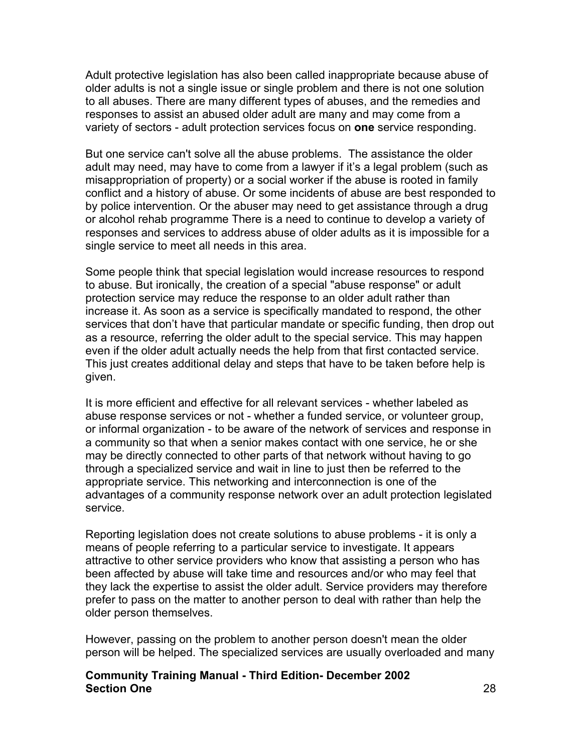Adult protective legislation has also been called inappropriate because abuse of older adults is not a single issue or single problem and there is not one solution to all abuses. There are many different types of abuses, and the remedies and responses to assist an abused older adult are many and may come from a variety of sectors - adult protection services focus on **one** service responding.

But one service can't solve all the abuse problems. The assistance the older adult may need, may have to come from a lawyer if it's a legal problem (such as misappropriation of property) or a social worker if the abuse is rooted in family conflict and a history of abuse. Or some incidents of abuse are best responded to by police intervention. Or the abuser may need to get assistance through a drug or alcohol rehab programme There is a need to continue to develop a variety of responses and services to address abuse of older adults as it is impossible for a single service to meet all needs in this area.

Some people think that special legislation would increase resources to respond to abuse. But ironically, the creation of a special "abuse response" or adult protection service may reduce the response to an older adult rather than increase it. As soon as a service is specifically mandated to respond, the other services that don't have that particular mandate or specific funding, then drop out as a resource, referring the older adult to the special service. This may happen even if the older adult actually needs the help from that first contacted service. This just creates additional delay and steps that have to be taken before help is given.

It is more efficient and effective for all relevant services - whether labeled as abuse response services or not - whether a funded service, or volunteer group, or informal organization - to be aware of the network of services and response in a community so that when a senior makes contact with one service, he or she may be directly connected to other parts of that network without having to go through a specialized service and wait in line to just then be referred to the appropriate service. This networking and interconnection is one of the advantages of a community response network over an adult protection legislated service.

Reporting legislation does not create solutions to abuse problems - it is only a means of people referring to a particular service to investigate. It appears attractive to other service providers who know that assisting a person who has been affected by abuse will take time and resources and/or who may feel that they lack the expertise to assist the older adult. Service providers may therefore prefer to pass on the matter to another person to deal with rather than help the older person themselves.

However, passing on the problem to another person doesn't mean the older person will be helped. The specialized services are usually overloaded and many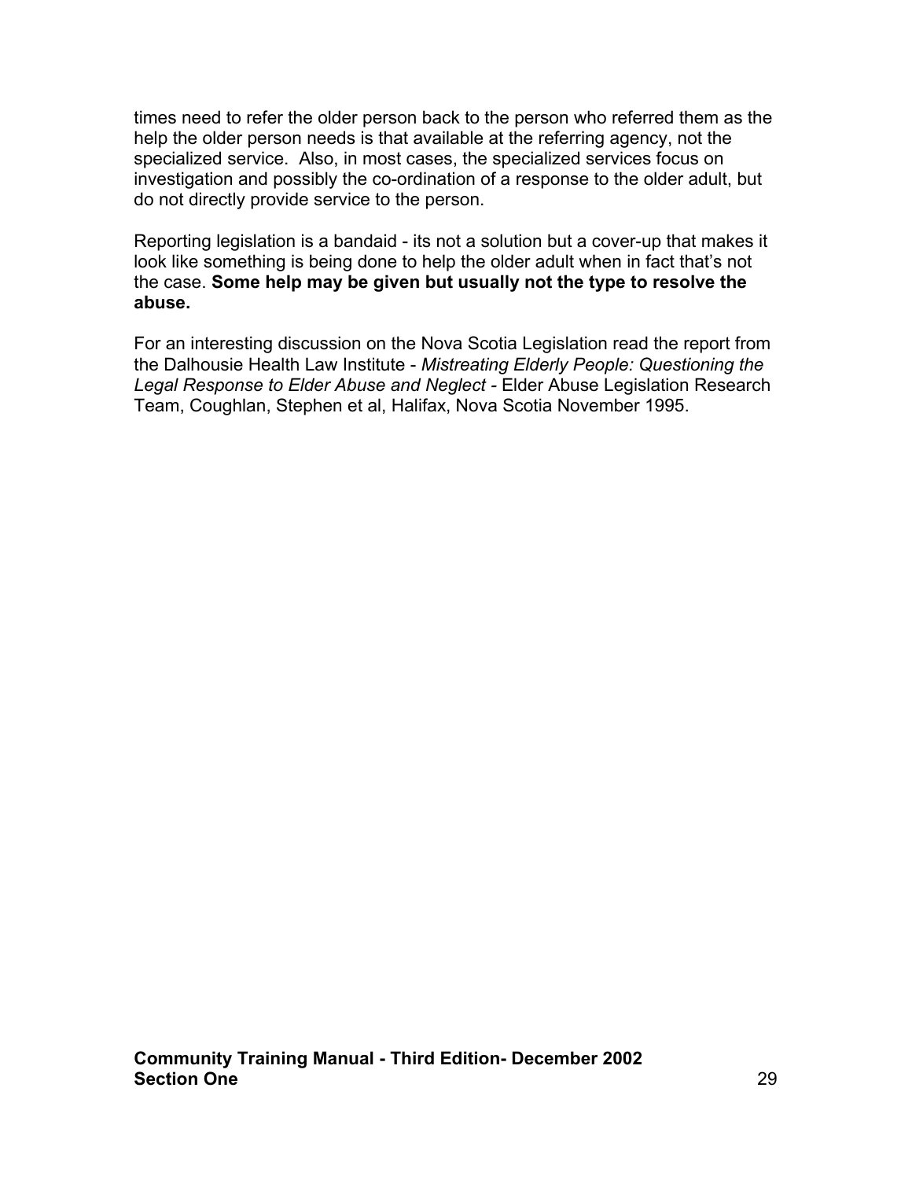times need to refer the older person back to the person who referred them as the help the older person needs is that available at the referring agency, not the specialized service.  Also, in most cases, the specialized services focus on investigation and possibly the co-ordination of a response to the older adult, but do not directly provide service to the person.

Reporting legislation is a bandaid - its not a solution but a cover-up that makes it look like something is being done to help the older adult when in fact that's not the case. **Some help may be given but usually not the type to resolve the abuse.**

For an interesting discussion on the Nova Scotia Legislation read the report from the Dalhousie Health Law Institute - *Mistreating Elderly People: Questioning the Legal Response to Elder Abuse and Neglect* - Elder Abuse Legislation Research Team, Coughlan, Stephen et al, Halifax, Nova Scotia November 1995.